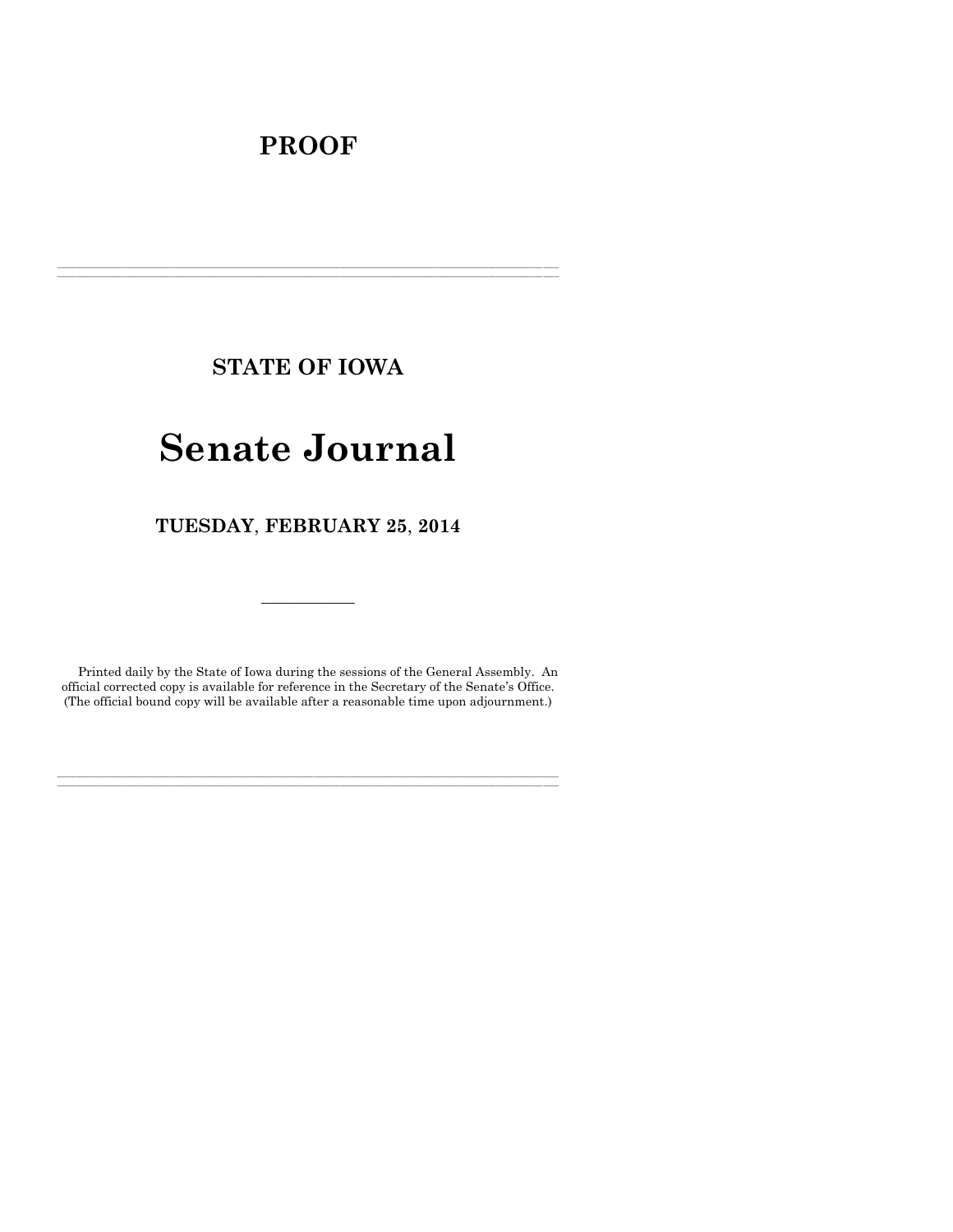# PROOF

---

## STATE OF IOWA

# Senate Journal

## TUESDAY, FEBRUARY 25, 2014

---

Printed daily by the State of Iowa during the sessions of the General Assembly. An official corrected copy is available for reference in the Secretary of the Senate's Office. (The official bound copy will be available after a reasonable time upon adjournment.)

---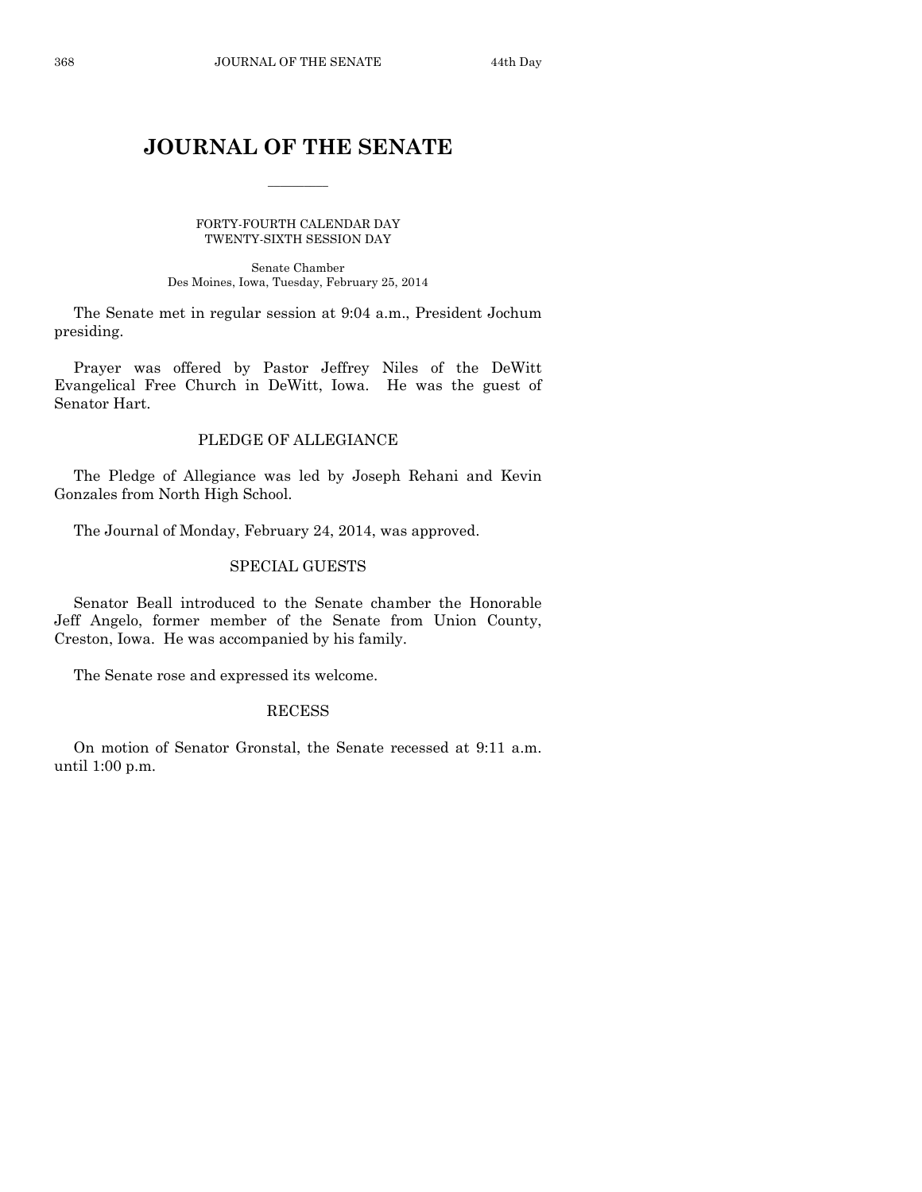# JOURNAL OF THE SENATE

FORTY-FOURTH CALENDAR DAY
TWENTY-SIXTH SESSION DAY

Senate Chamber
Des Moines, Iowa, Tuesday, February 25, 2014

The Senate met in regular session at 9:04 a.m., President Jochum presiding.

Prayer was offered by Pastor Jeffrey Niles of the DeWitt Evangelical Free Church in DeWitt, Iowa. He was the guest of Senator Hart.

## PLEDGE OF ALLEGIANCE

The Pledge of Allegiance was led by Joseph Rehani and Kevin Gonzales from North High School.

The Journal of Monday, February 24, 2014, was approved.

## SPECIAL GUESTS

Senator Beall introduced to the Senate chamber the Honorable Jeff Angelo, former member of the Senate from Union County, Creston, Iowa. He was accompanied by his family.

The Senate rose and expressed its welcome.

## RECESS

On motion of Senator Gronstal, the Senate recessed at 9:11 a.m. until 1:00 p.m.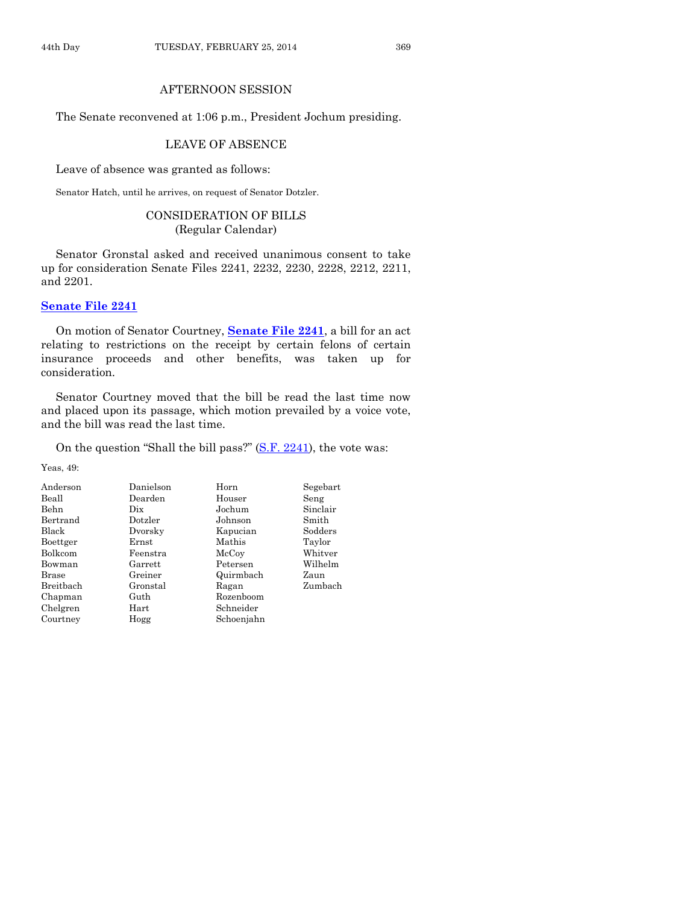## AFTERNOON SESSION

The Senate reconvened at 1:06 p.m., President Jochum presiding.

## LEAVE OF ABSENCE

Leave of absence was granted as follows:

Senator Hatch, until he arrives, on request of Senator Dotzler.

## CONSIDERATION OF BILLS
(Regular Calendar)

Senator Gronstal asked and received unanimous consent to take up for consideration Senate Files 2241, 2232, 2230, 2228, 2212, 2211, and 2201.

**Senate File 2241**

On motion of Senator Courtney, **Senate File 2241**, a bill for an act relating to restrictions on the receipt by certain felons of certain insurance proceeds and other benefits, was taken up for consideration.

Senator Courtney moved that the bill be read the last time now and placed upon its passage, which motion prevailed by a voice vote, and the bill was read the last time.

On the question "Shall the bill pass?" (S.F. 2241), the vote was:

Yeas, 49:

| | | | |
|---|---|---|---|
| Anderson | Danielson | Horn | Segebart |
| Beall | Dearden | Houser | Seng |
| Behn | Dix | Jochum | Sinclair |
| Bertrand | Dotzler | Johnson | Smith |
| Black | Dvorsky | Kapucian | Sodders |
| Boettger | Ernst | Mathis | Taylor |
| Bolkcom | Feenstra | McCoy | Whitver |
| Bowman | Garrett | Petersen | Wilhelm |
| Brase | Greiner | Quirmbach | Zaun |
| Breitbach | Gronstal | Ragan | Zumbach |
| Chapman | Guth | Rozenboom | |
| Chelgren | Hart | Schneider | |
| Courtney | Hogg | Schoenjahn | |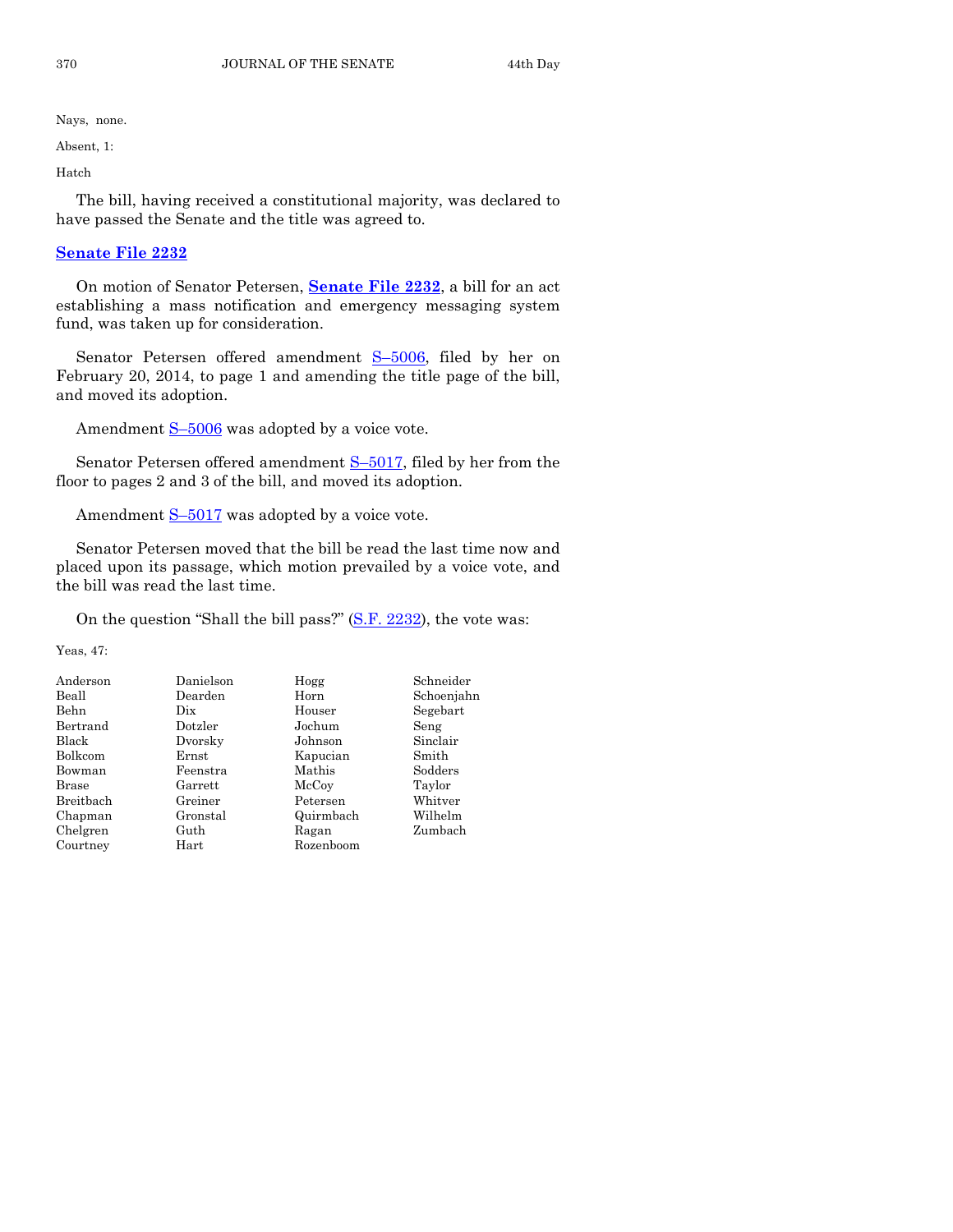Nays, none.

Absent, 1:

Hatch

The bill, having received a constitutional majority, was declared to have passed the Senate and the title was agreed to.

## Senate File 2232

On motion of Senator Petersen, **Senate File 2232**, a bill for an act establishing a mass notification and emergency messaging system fund, was taken up for consideration.

Senator Petersen offered amendment S–5006, filed by her on February 20, 2014, to page 1 and amending the title page of the bill, and moved its adoption.

Amendment S–5006 was adopted by a voice vote.

Senator Petersen offered amendment S–5017, filed by her from the floor to pages 2 and 3 of the bill, and moved its adoption.

Amendment S–5017 was adopted by a voice vote.

Senator Petersen moved that the bill be read the last time now and placed upon its passage, which motion prevailed by a voice vote, and the bill was read the last time.

On the question "Shall the bill pass?" (S.F. 2232), the vote was:

Yeas, 47:

| | | | |
|---|---|---|---|
| Anderson | Danielson | Hogg | Schneider |
| Beall | Dearden | Horn | Schoenjahn |
| Behn | Dix | Houser | Segebart |
| Bertrand | Dotzler | Jochum | Seng |
| Black | Dvorsky | Johnson | Sinclair |
| Bolkcom | Ernst | Kapucian | Smith |
| Bowman | Feenstra | Mathis | Sodders |
| Brase | Garrett | McCoy | Taylor |
| Breitbach | Greiner | Petersen | Whitver |
| Chapman | Gronstal | Quirmbach | Wilhelm |
| Chelgren | Guth | Ragan | Zumbach |
| Courtney | Hart | Rozenboom | |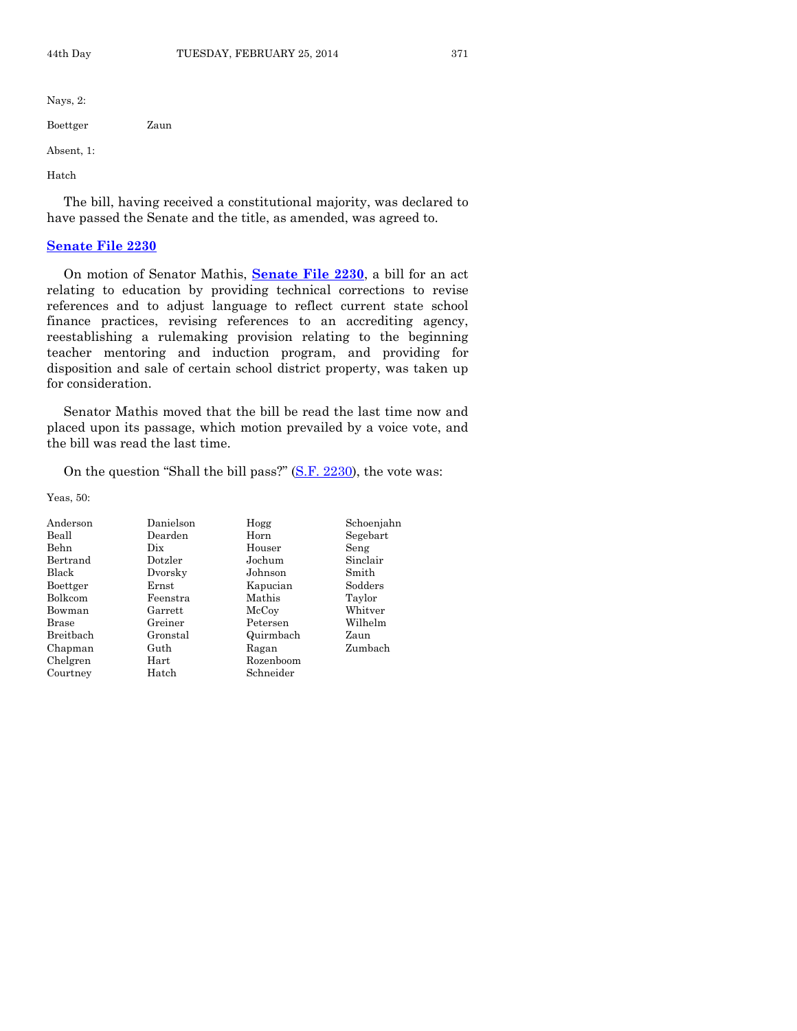Nays, 2:

Boettger Zaun

Absent, 1:

Hatch

The bill, having received a constitutional majority, was declared to have passed the Senate and the title, as amended, was agreed to.

## Senate File 2230

On motion of Senator Mathis, **Senate File 2230**, a bill for an act relating to education by providing technical corrections to revise references and to adjust language to reflect current state school finance practices, revising references to an accrediting agency, reestablishing a rulemaking provision relating to the beginning teacher mentoring and induction program, and providing for disposition and sale of certain school district property, was taken up for consideration.

Senator Mathis moved that the bill be read the last time now and placed upon its passage, which motion prevailed by a voice vote, and the bill was read the last time.

On the question "Shall the bill pass?" (S.F. 2230), the vote was:

Yeas, 50:

| | | | |
|---|---|---|---|
| Anderson | Danielson | Hogg | Schoenjahn |
| Beall | Dearden | Horn | Segebart |
| Behn | Dix | Houser | Seng |
| Bertrand | Dotzler | Jochum | Sinclair |
| Black | Dvorsky | Johnson | Smith |
| Boettger | Ernst | Kapucian | Sodders |
| Bolkcom | Feenstra | Mathis | Taylor |
| Bowman | Garrett | McCoy | Whitver |
| Brase | Greiner | Petersen | Wilhelm |
| Breitbach | Gronstal | Quirmbach | Zaun |
| Chapman | Guth | Ragan | Zumbach |
| Chelgren | Hart | Rozenboom | |
| Courtney | Hatch | Schneider | |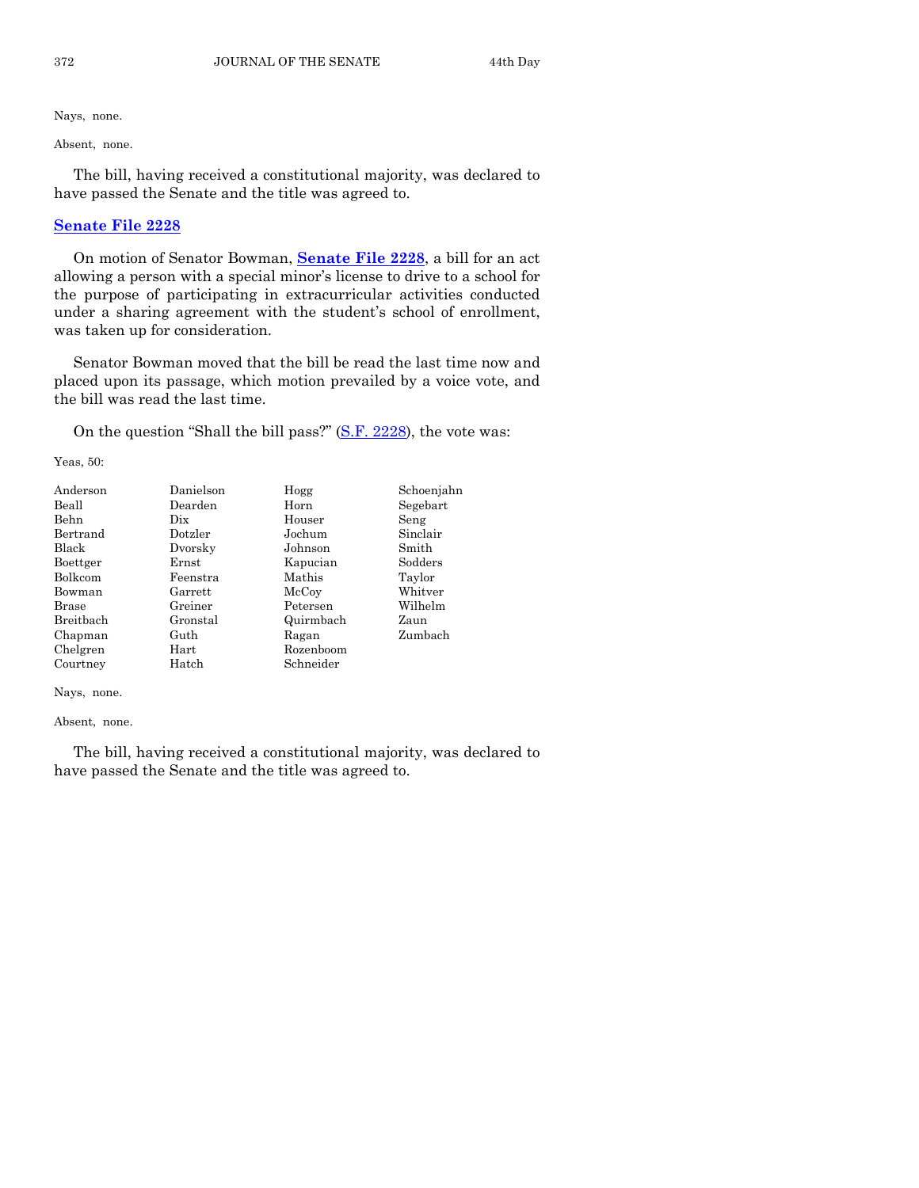Nays, none.

Absent, none.

The bill, having received a constitutional majority, was declared to have passed the Senate and the title was agreed to.

**Senate File 2228**

On motion of Senator Bowman, **Senate File 2228**, a bill for an act allowing a person with a special minor's license to drive to a school for the purpose of participating in extracurricular activities conducted under a sharing agreement with the student's school of enrollment, was taken up for consideration.

Senator Bowman moved that the bill be read the last time now and placed upon its passage, which motion prevailed by a voice vote, and the bill was read the last time.

On the question "Shall the bill pass?" (S.F. 2228), the vote was:

Yeas, 50:

| | | | |
|---|---|---|---|
| Anderson | Danielson | Hogg | Schoenjahn |
| Beall | Dearden | Horn | Segebart |
| Behn | Dix | Houser | Seng |
| Bertrand | Dotzler | Jochum | Sinclair |
| Black | Dvorsky | Johnson | Smith |
| Boettger | Ernst | Kapucian | Sodders |
| Bolkcom | Feenstra | Mathis | Taylor |
| Bowman | Garrett | McCoy | Whitver |
| Brase | Greiner | Petersen | Wilhelm |
| Breitbach | Gronstal | Quirmbach | Zaun |
| Chapman | Guth | Ragan | Zumbach |
| Chelgren | Hart | Rozenboom | |
| Courtney | Hatch | Schneider | |

Nays, none.

Absent, none.

The bill, having received a constitutional majority, was declared to have passed the Senate and the title was agreed to.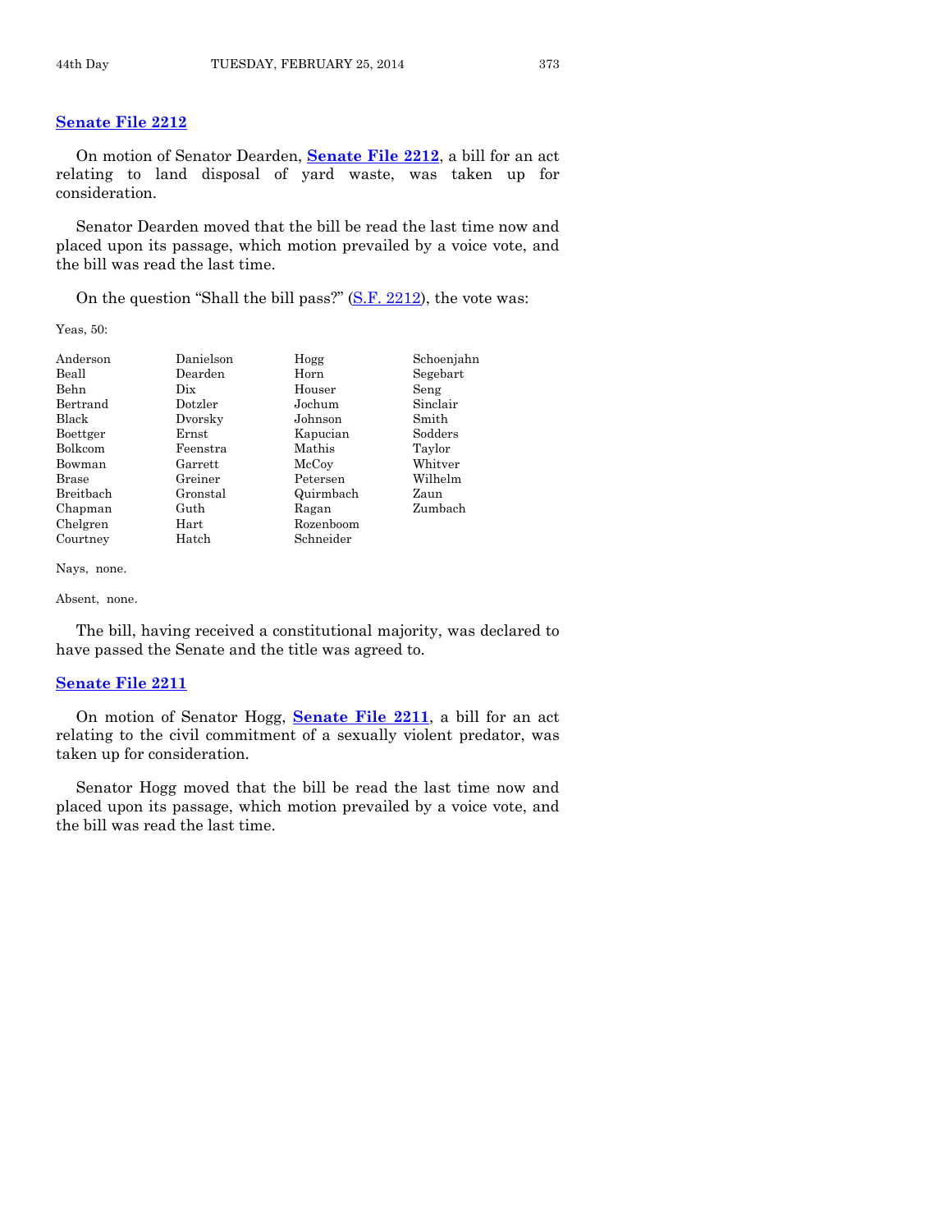## Senate File 2212

On motion of Senator Dearden, **Senate File 2212**, a bill for an act relating to land disposal of yard waste, was taken up for consideration.

Senator Dearden moved that the bill be read the last time now and placed upon its passage, which motion prevailed by a voice vote, and the bill was read the last time.

On the question "Shall the bill pass?" (S.F. 2212), the vote was:

Yeas, 50:

| | | | |
|---|---|---|---|
| Anderson | Danielson | Hogg | Schoenjahn |
| Beall | Dearden | Horn | Segebart |
| Behn | Dix | Houser | Seng |
| Bertrand | Dotzler | Jochum | Sinclair |
| Black | Dvorsky | Johnson | Smith |
| Boettger | Ernst | Kapucian | Sodders |
| Bolkcom | Feenstra | Mathis | Taylor |
| Bowman | Garrett | McCoy | Whitver |
| Brase | Greiner | Petersen | Wilhelm |
| Breitbach | Gronstal | Quirmbach | Zaun |
| Chapman | Guth | Ragan | Zumbach |
| Chelgren | Hart | Rozenboom | |
| Courtney | Hatch | Schneider | |

Nays, none.

Absent, none.

The bill, having received a constitutional majority, was declared to have passed the Senate and the title was agreed to.

## Senate File 2211

On motion of Senator Hogg, **Senate File 2211**, a bill for an act relating to the civil commitment of a sexually violent predator, was taken up for consideration.

Senator Hogg moved that the bill be read the last time now and placed upon its passage, which motion prevailed by a voice vote, and the bill was read the last time.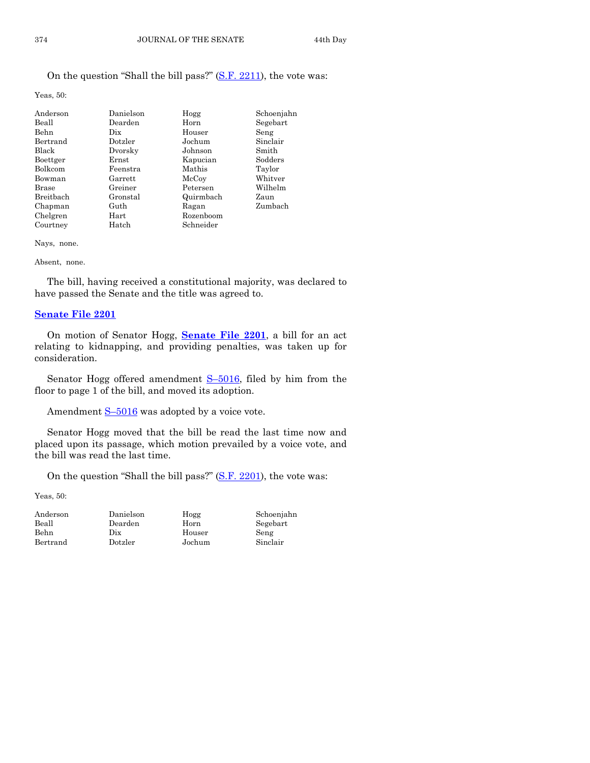On the question "Shall the bill pass?" (S.F. 2211), the vote was:

Yeas, 50:

| | | | |
|---|---|---|---|
| Anderson | Danielson | Hogg | Schoenjahn |
| Beall | Dearden | Horn | Segebart |
| Behn | Dix | Houser | Seng |
| Bertrand | Dotzler | Jochum | Sinclair |
| Black | Dvorsky | Johnson | Smith |
| Boettger | Ernst | Kapucian | Sodders |
| Bolkcom | Feenstra | Mathis | Taylor |
| Bowman | Garrett | McCoy | Whitver |
| Brase | Greiner | Petersen | Wilhelm |
| Breitbach | Gronstal | Quirmbach | Zaun |
| Chapman | Guth | Ragan | Zumbach |
| Chelgren | Hart | Rozenboom | |
| Courtney | Hatch | Schneider | |

Nays, none.

Absent, none.

The bill, having received a constitutional majority, was declared to have passed the Senate and the title was agreed to.

## Senate File 2201

On motion of Senator Hogg, **Senate File 2201**, a bill for an act relating to kidnapping, and providing penalties, was taken up for consideration.

Senator Hogg offered amendment S–5016, filed by him from the floor to page 1 of the bill, and moved its adoption.

Amendment S–5016 was adopted by a voice vote.

Senator Hogg moved that the bill be read the last time now and placed upon its passage, which motion prevailed by a voice vote, and the bill was read the last time.

On the question "Shall the bill pass?" (S.F. 2201), the vote was:

Yeas, 50:

| | | | |
|---|---|---|---|
| Anderson | Danielson | Hogg | Schoenjahn |
| Beall | Dearden | Horn | Segebart |
| Behn | Dix | Houser | Seng |
| Bertrand | Dotzler | Jochum | Sinclair |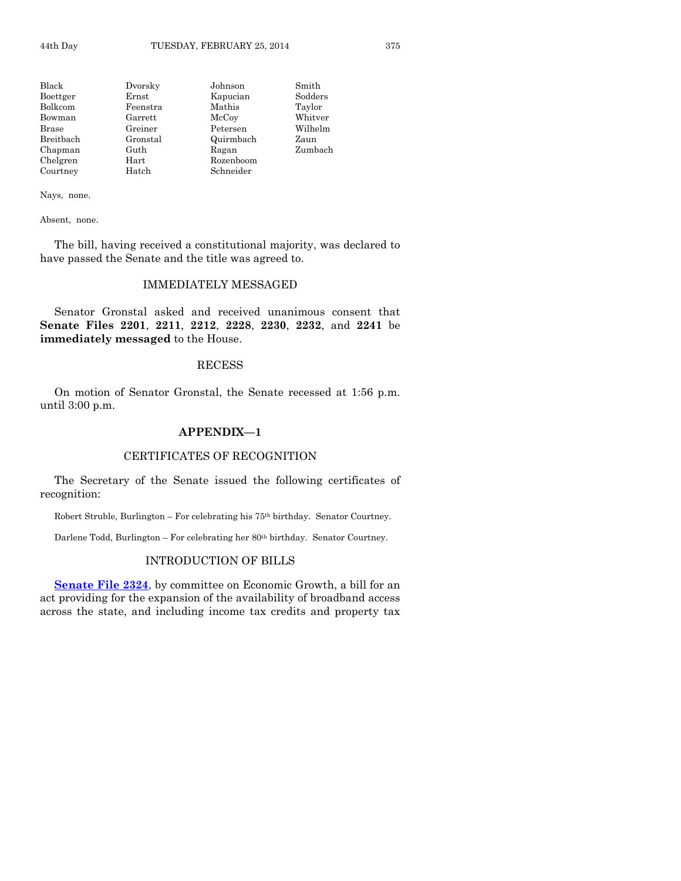| | | | |
|---|---|---|---|
| Black | Dvorsky | Johnson | Smith |
| Boettger | Ernst | Kapucian | Sodders |
| Bolkcom | Feenstra | Mathis | Taylor |
| Bowman | Garrett | McCoy | Whitver |
| Brase | Greiner | Petersen | Wilhelm |
| Breitbach | Gronstal | Quirmbach | Zaun |
| Chapman | Guth | Ragan | Zumbach |
| Chelgren | Hart | Rozenboom | |
| Courtney | Hatch | Schneider | |

Nays, none.

Absent, none.

The bill, having received a constitutional majority, was declared to have passed the Senate and the title was agreed to.

## IMMEDIATELY MESSAGED

Senator Gronstal asked and received unanimous consent that **Senate Files 2201**, **2211**, **2212**, **2228**, **2230**, **2232**, and **2241** be **immediately messaged** to the House.

## RECESS

On motion of Senator Gronstal, the Senate recessed at 1:56 p.m. until 3:00 p.m.

## APPENDIX—1

### CERTIFICATES OF RECOGNITION

The Secretary of the Senate issued the following certificates of recognition:

Robert Struble, Burlington – For celebrating his 75th birthday. Senator Courtney.

Darlene Todd, Burlington – For celebrating her 80th birthday. Senator Courtney.

### INTRODUCTION OF BILLS

**Senate File 2324**, by committee on Economic Growth, a bill for an act providing for the expansion of the availability of broadband access across the state, and including income tax credits and property tax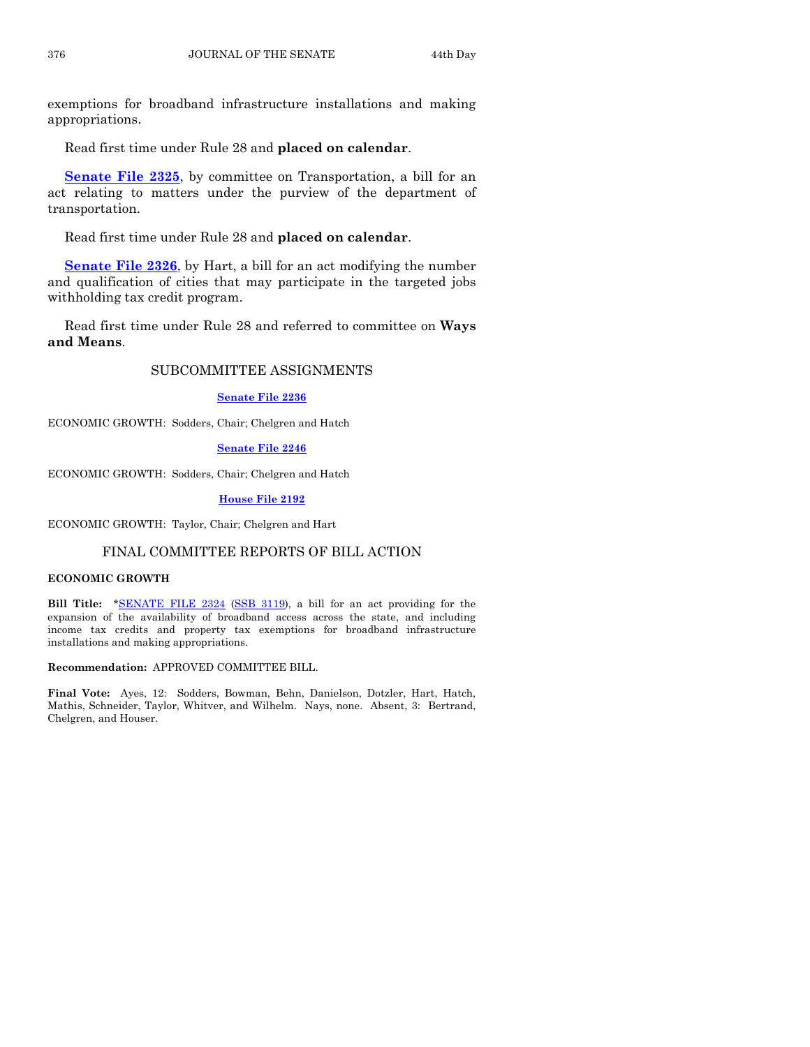exemptions for broadband infrastructure installations and making appropriations.

Read first time under Rule 28 and **placed on calendar**.

**Senate File 2325**, by committee on Transportation, a bill for an act relating to matters under the purview of the department of transportation.

Read first time under Rule 28 and **placed on calendar**.

**Senate File 2326**, by Hart, a bill for an act modifying the number and qualification of cities that may participate in the targeted jobs withholding tax credit program.

Read first time under Rule 28 and referred to committee on **Ways and Means**.

## SUBCOMMITTEE ASSIGNMENTS

**Senate File 2236**

ECONOMIC GROWTH: Sodders, Chair; Chelgren and Hatch

**Senate File 2246**

ECONOMIC GROWTH: Sodders, Chair; Chelgren and Hatch

**House File 2192**

ECONOMIC GROWTH: Taylor, Chair; Chelgren and Hart

## FINAL COMMITTEE REPORTS OF BILL ACTION

**ECONOMIC GROWTH**

**Bill Title:** *SENATE FILE 2324 (SSB 3119), a bill for an act providing for the expansion of the availability of broadband access across the state, and including income tax credits and property tax exemptions for broadband infrastructure installations and making appropriations.

**Recommendation:** APPROVED COMMITTEE BILL.

**Final Vote:** Ayes, 12: Sodders, Bowman, Behn, Danielson, Dotzler, Hart, Hatch, Mathis, Schneider, Taylor, Whitver, and Wilhelm. Nays, none. Absent, 3: Bertrand, Chelgren, and Houser.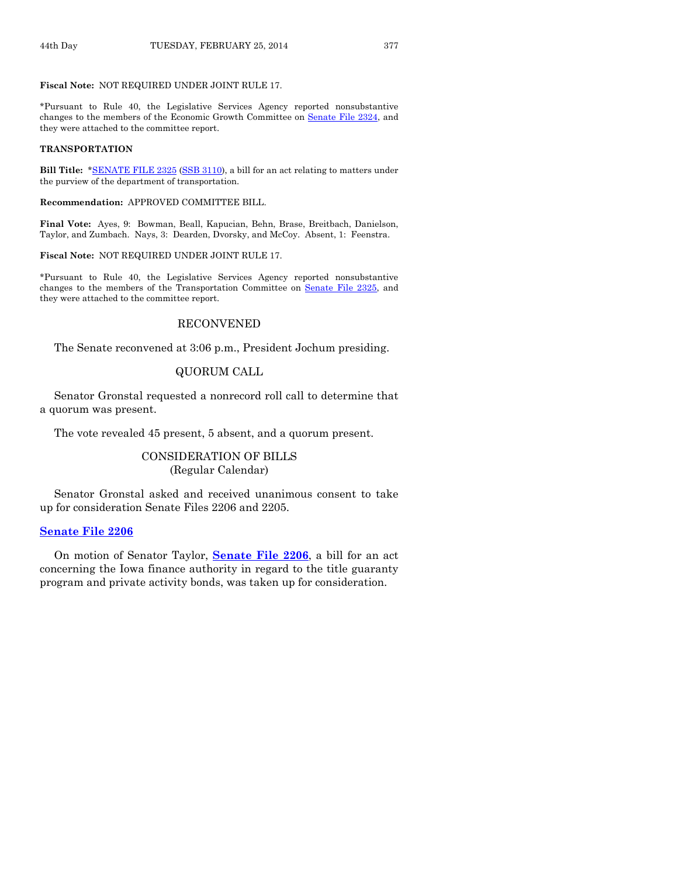**Fiscal Note:** NOT REQUIRED UNDER JOINT RULE 17.

*Pursuant to Rule 40, the Legislative Services Agency reported nonsubstantive changes to the members of the Economic Growth Committee on Senate File 2324, and they were attached to the committee report.

**TRANSPORTATION**

**Bill Title:** *SENATE FILE 2325 (SSB 3110), a bill for an act relating to matters under the purview of the department of transportation.

**Recommendation:** APPROVED COMMITTEE BILL.

**Final Vote:** Ayes, 9: Bowman, Beall, Kapucian, Behn, Brase, Breitbach, Danielson, Taylor, and Zumbach. Nays, 3: Dearden, Dvorsky, and McCoy. Absent, 1: Feenstra.

**Fiscal Note:** NOT REQUIRED UNDER JOINT RULE 17.

*Pursuant to Rule 40, the Legislative Services Agency reported nonsubstantive changes to the members of the Transportation Committee on Senate File 2325, and they were attached to the committee report.

## RECONVENED

The Senate reconvened at 3:06 p.m., President Jochum presiding.

## QUORUM CALL

Senator Gronstal requested a nonrecord roll call to determine that a quorum was present.

The vote revealed 45 present, 5 absent, and a quorum present.

## CONSIDERATION OF BILLS
(Regular Calendar)

Senator Gronstal asked and received unanimous consent to take up for consideration Senate Files 2206 and 2205.

### Senate File 2206

On motion of Senator Taylor, **Senate File 2206**, a bill for an act concerning the Iowa finance authority in regard to the title guaranty program and private activity bonds, was taken up for consideration.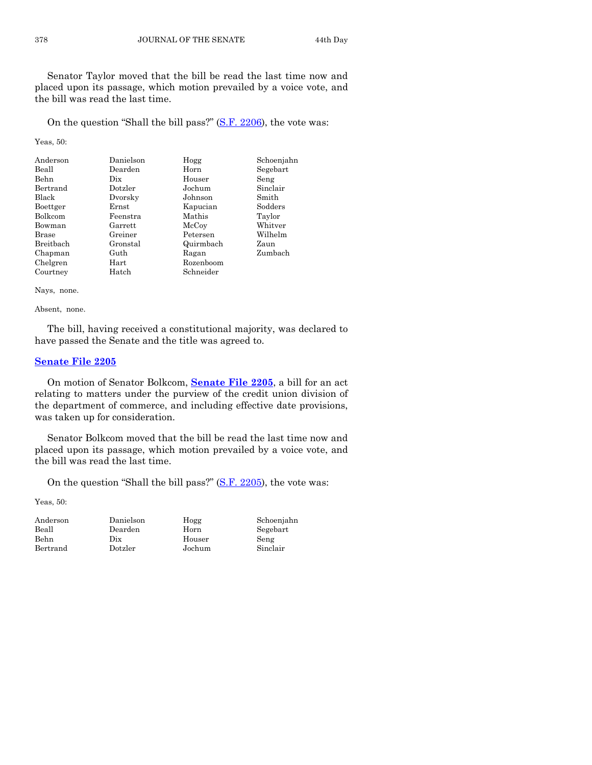Senator Taylor moved that the bill be read the last time now and placed upon its passage, which motion prevailed by a voice vote, and the bill was read the last time.

On the question "Shall the bill pass?" (S.F. 2206), the vote was:

Yeas, 50:

| | | | |
|---|---|---|---|
| Anderson | Danielson | Hogg | Schoenjahn |
| Beall | Dearden | Horn | Segebart |
| Behn | Dix | Houser | Seng |
| Bertrand | Dotzler | Jochum | Sinclair |
| Black | Dvorsky | Johnson | Smith |
| Boettger | Ernst | Kapucian | Sodders |
| Bolkcom | Feenstra | Mathis | Taylor |
| Bowman | Garrett | McCoy | Whitver |
| Brase | Greiner | Petersen | Wilhelm |
| Breitbach | Gronstal | Quirmbach | Zaun |
| Chapman | Guth | Ragan | Zumbach |
| Chelgren | Hart | Rozenboom | |
| Courtney | Hatch | Schneider | |

Nays, none.

Absent, none.

The bill, having received a constitutional majority, was declared to have passed the Senate and the title was agreed to.

## Senate File 2205

On motion of Senator Bolkcom, **Senate File 2205**, a bill for an act relating to matters under the purview of the credit union division of the department of commerce, and including effective date provisions, was taken up for consideration.

Senator Bolkcom moved that the bill be read the last time now and placed upon its passage, which motion prevailed by a voice vote, and the bill was read the last time.

On the question "Shall the bill pass?" (S.F. 2205), the vote was:

Yeas, 50:

| | | | |
|---|---|---|---|
| Anderson | Danielson | Hogg | Schoenjahn |
| Beall | Dearden | Horn | Segebart |
| Behn | Dix | Houser | Seng |
| Bertrand | Dotzler | Jochum | Sinclair |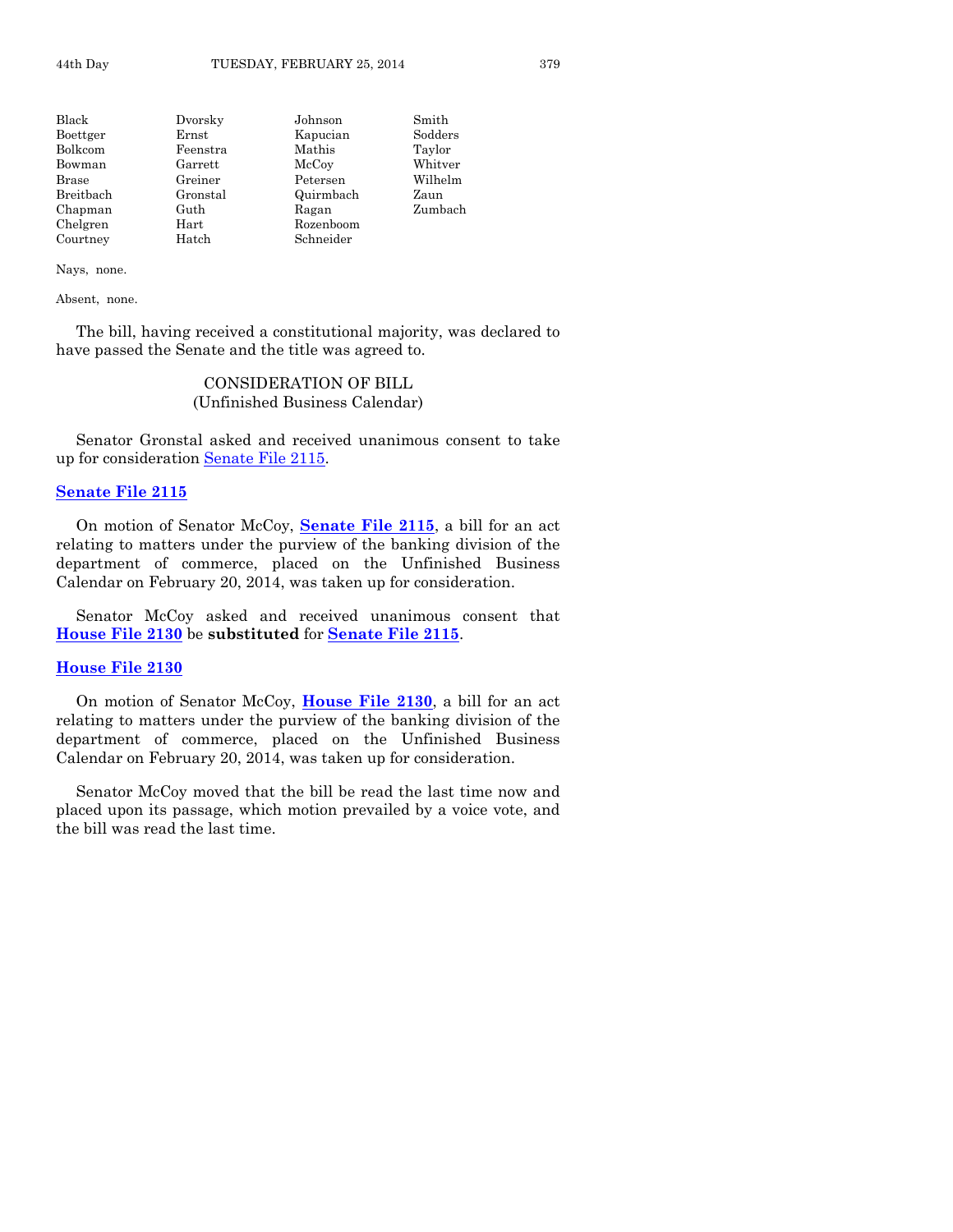| | | | |
|---|---|---|---|
| Black | Dvorsky | Johnson | Smith |
| Boettger | Ernst | Kapucian | Sodders |
| Bolkcom | Feenstra | Mathis | Taylor |
| Bowman | Garrett | McCoy | Whitver |
| Brase | Greiner | Petersen | Wilhelm |
| Breitbach | Gronstal | Quirmbach | Zaun |
| Chapman | Guth | Ragan | Zumbach |
| Chelgren | Hart | Rozenboom | |
| Courtney | Hatch | Schneider | |

Nays, none.

Absent, none.

The bill, having received a constitutional majority, was declared to have passed the Senate and the title was agreed to.

## CONSIDERATION OF BILL
## (Unfinished Business Calendar)

Senator Gronstal asked and received unanimous consent to take up for consideration Senate File 2115.

### Senate File 2115

On motion of Senator McCoy, **Senate File 2115**, a bill for an act relating to matters under the purview of the banking division of the department of commerce, placed on the Unfinished Business Calendar on February 20, 2014, was taken up for consideration.

Senator McCoy asked and received unanimous consent that **House File 2130** be **substituted** for **Senate File 2115**.

### House File 2130

On motion of Senator McCoy, **House File 2130**, a bill for an act relating to matters under the purview of the banking division of the department of commerce, placed on the Unfinished Business Calendar on February 20, 2014, was taken up for consideration.

Senator McCoy moved that the bill be read the last time now and placed upon its passage, which motion prevailed by a voice vote, and the bill was read the last time.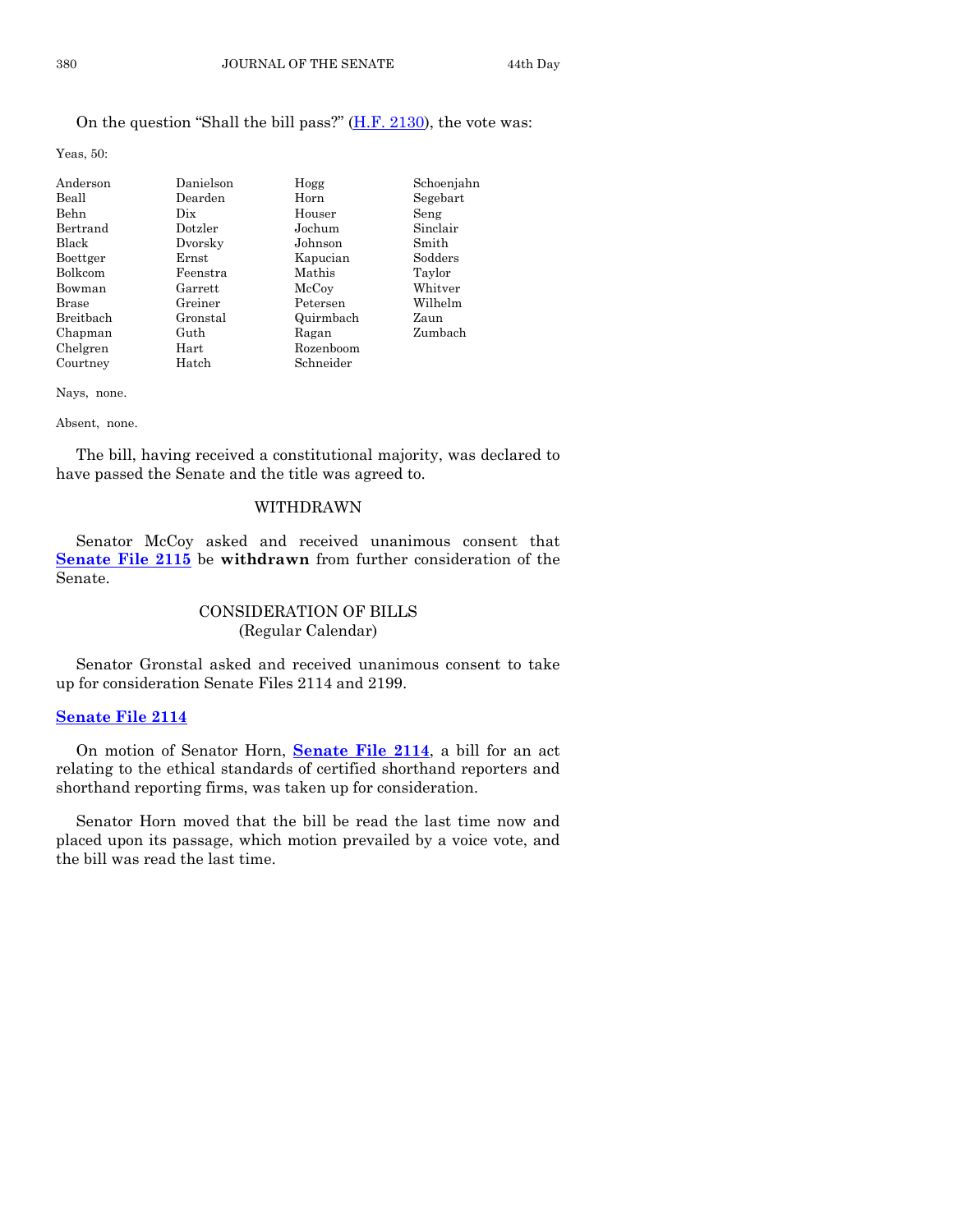On the question "Shall the bill pass?" (H.F. 2130), the vote was:

Yeas, 50:

| | | | |
|---|---|---|---|
| Anderson | Danielson | Hogg | Schoenjahn |
| Beall | Dearden | Horn | Segebart |
| Behn | Dix | Houser | Seng |
| Bertrand | Dotzler | Jochum | Sinclair |
| Black | Dvorsky | Johnson | Smith |
| Boettger | Ernst | Kapucian | Sodders |
| Bolkcom | Feenstra | Mathis | Taylor |
| Bowman | Garrett | McCoy | Whitver |
| Brase | Greiner | Petersen | Wilhelm |
| Breitbach | Gronstal | Quirmbach | Zaun |
| Chapman | Guth | Ragan | Zumbach |
| Chelgren | Hart | Rozenboom | |
| Courtney | Hatch | Schneider | |

Nays, none.

Absent, none.

The bill, having received a constitutional majority, was declared to have passed the Senate and the title was agreed to.

## WITHDRAWN

Senator McCoy asked and received unanimous consent that **Senate File 2115** be **withdrawn** from further consideration of the Senate.

## CONSIDERATION OF BILLS
(Regular Calendar)

Senator Gronstal asked and received unanimous consent to take up for consideration Senate Files 2114 and 2199.

**Senate File 2114**

On motion of Senator Horn, **Senate File 2114**, a bill for an act relating to the ethical standards of certified shorthand reporters and shorthand reporting firms, was taken up for consideration.

Senator Horn moved that the bill be read the last time now and placed upon its passage, which motion prevailed by a voice vote, and the bill was read the last time.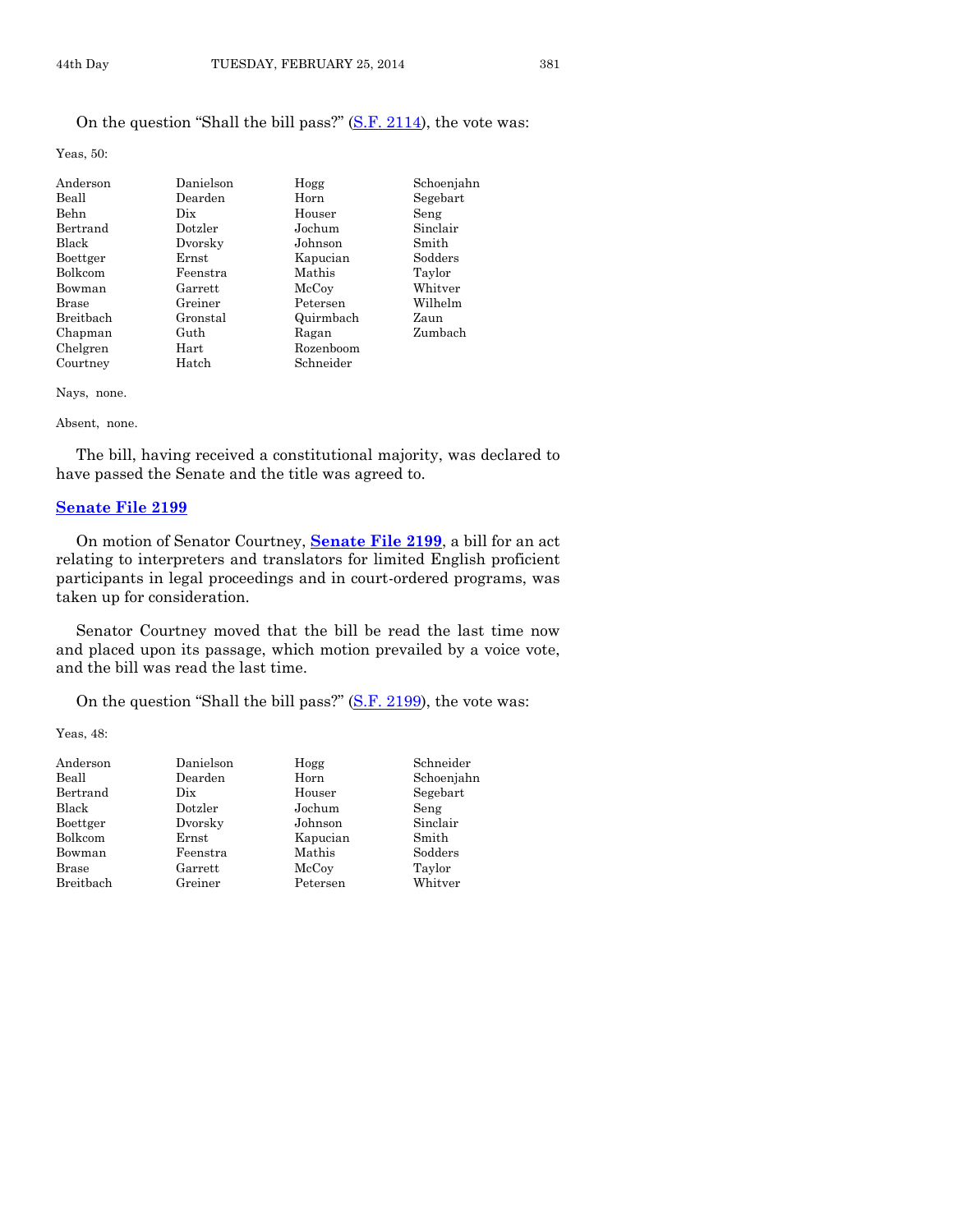On the question "Shall the bill pass?" (S.F. 2114), the vote was:

Yeas, 50:

| | | | |
|---|---|---|---|
| Anderson | Danielson | Hogg | Schoenjahn |
| Beall | Dearden | Horn | Segebart |
| Behn | Dix | Houser | Seng |
| Bertrand | Dotzler | Jochum | Sinclair |
| Black | Dvorsky | Johnson | Smith |
| Boettger | Ernst | Kapucian | Sodders |
| Bolkcom | Feenstra | Mathis | Taylor |
| Bowman | Garrett | McCoy | Whitver |
| Brase | Greiner | Petersen | Wilhelm |
| Breitbach | Gronstal | Quirmbach | Zaun |
| Chapman | Guth | Ragan | Zumbach |
| Chelgren | Hart | Rozenboom | |
| Courtney | Hatch | Schneider | |

Nays, none.

Absent, none.

The bill, having received a constitutional majority, was declared to have passed the Senate and the title was agreed to.

## Senate File 2199

On motion of Senator Courtney, **Senate File 2199**, a bill for an act relating to interpreters and translators for limited English proficient participants in legal proceedings and in court-ordered programs, was taken up for consideration.

Senator Courtney moved that the bill be read the last time now and placed upon its passage, which motion prevailed by a voice vote, and the bill was read the last time.

On the question "Shall the bill pass?" (S.F. 2199), the vote was:

Yeas, 48:

| | | | |
|---|---|---|---|
| Anderson | Danielson | Hogg | Schneider |
| Beall | Dearden | Horn | Schoenjahn |
| Bertrand | Dix | Houser | Segebart |
| Black | Dotzler | Jochum | Seng |
| Boettger | Dvorsky | Johnson | Sinclair |
| Bolkcom | Ernst | Kapucian | Smith |
| Bowman | Feenstra | Mathis | Sodders |
| Brase | Garrett | McCoy | Taylor |
| Breitbach | Greiner | Petersen | Whitver |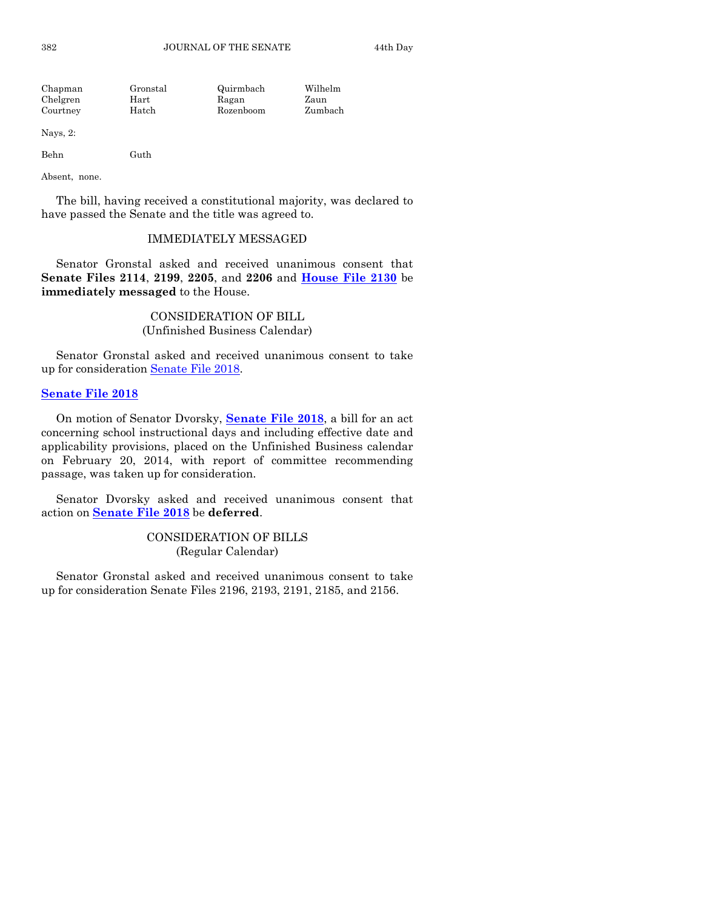| Chapman | Gronstal | Quirmbach | Wilhelm |
|---|---|---|---|
| Chelgren | Hart | Ragan | Zaun |
| Courtney | Hatch | Rozenboom | Zumbach |

Nays, 2:

| Behn | Guth |
|---|---|

Absent, none.

The bill, having received a constitutional majority, was declared to have passed the Senate and the title was agreed to.

## IMMEDIATELY MESSAGED

Senator Gronstal asked and received unanimous consent that **Senate Files 2114**, **2199**, **2205**, and **2206** and **House File 2130** be **immediately messaged** to the House.

## CONSIDERATION OF BILL
(Unfinished Business Calendar)

Senator Gronstal asked and received unanimous consent to take up for consideration Senate File 2018.

**Senate File 2018**

On motion of Senator Dvorsky, **Senate File 2018**, a bill for an act concerning school instructional days and including effective date and applicability provisions, placed on the Unfinished Business calendar on February 20, 2014, with report of committee recommending passage, was taken up for consideration.

Senator Dvorsky asked and received unanimous consent that action on **Senate File 2018** be **deferred**.

## CONSIDERATION OF BILLS
(Regular Calendar)

Senator Gronstal asked and received unanimous consent to take up for consideration Senate Files 2196, 2193, 2191, 2185, and 2156.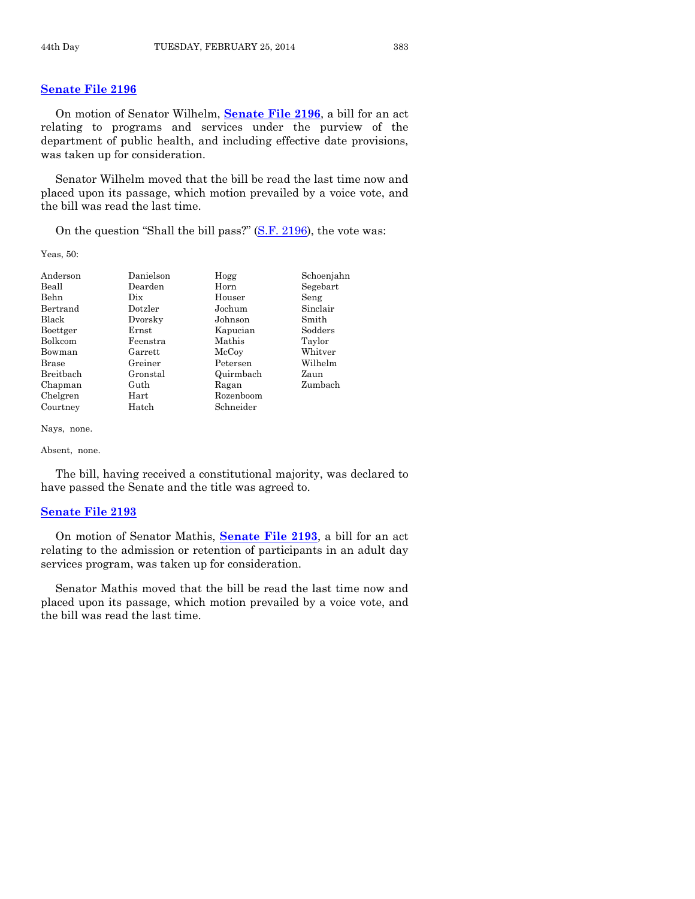## Senate File 2196

On motion of Senator Wilhelm, **Senate File 2196**, a bill for an act relating to programs and services under the purview of the department of public health, and including effective date provisions, was taken up for consideration.

Senator Wilhelm moved that the bill be read the last time now and placed upon its passage, which motion prevailed by a voice vote, and the bill was read the last time.

On the question "Shall the bill pass?" (S.F. 2196), the vote was:

Yeas, 50:

| | | | |
|---|---|---|---|
| Anderson | Danielson | Hogg | Schoenjahn |
| Beall | Dearden | Horn | Segebart |
| Behn | Dix | Houser | Seng |
| Bertrand | Dotzler | Jochum | Sinclair |
| Black | Dvorsky | Johnson | Smith |
| Boettger | Ernst | Kapucian | Sodders |
| Bolkcom | Feenstra | Mathis | Taylor |
| Bowman | Garrett | McCoy | Whitver |
| Brase | Greiner | Petersen | Wilhelm |
| Breitbach | Gronstal | Quirmbach | Zaun |
| Chapman | Guth | Ragan | Zumbach |
| Chelgren | Hart | Rozenboom | |
| Courtney | Hatch | Schneider | |

Nays, none.

Absent, none.

The bill, having received a constitutional majority, was declared to have passed the Senate and the title was agreed to.

## Senate File 2193

On motion of Senator Mathis, **Senate File 2193**, a bill for an act relating to the admission or retention of participants in an adult day services program, was taken up for consideration.

Senator Mathis moved that the bill be read the last time now and placed upon its passage, which motion prevailed by a voice vote, and the bill was read the last time.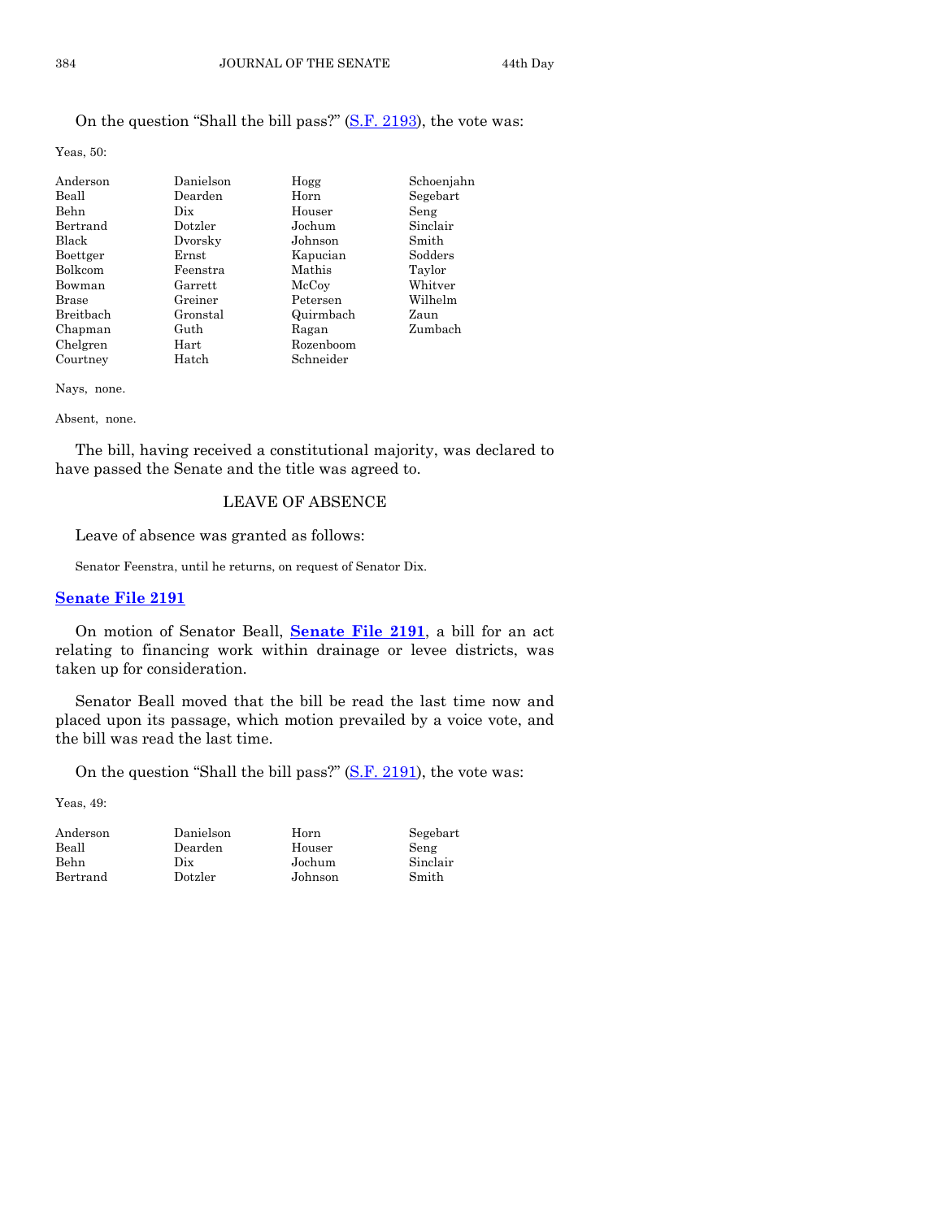On the question "Shall the bill pass?" (S.F. 2193), the vote was:

Yeas, 50:

| | | | |
|---|---|---|---|
| Anderson | Danielson | Hogg | Schoenjahn |
| Beall | Dearden | Horn | Segebart |
| Behn | Dix | Houser | Seng |
| Bertrand | Dotzler | Jochum | Sinclair |
| Black | Dvorsky | Johnson | Smith |
| Boettger | Ernst | Kapucian | Sodders |
| Bolkcom | Feenstra | Mathis | Taylor |
| Bowman | Garrett | McCoy | Whitver |
| Brase | Greiner | Petersen | Wilhelm |
| Breitbach | Gronstal | Quirmbach | Zaun |
| Chapman | Guth | Ragan | Zumbach |
| Chelgren | Hart | Rozenboom | |
| Courtney | Hatch | Schneider | |

Nays, none.

Absent, none.

The bill, having received a constitutional majority, was declared to have passed the Senate and the title was agreed to.

## LEAVE OF ABSENCE

Leave of absence was granted as follows:

Senator Feenstra, until he returns, on request of Senator Dix.

## Senate File 2191

On motion of Senator Beall, **Senate File 2191**, a bill for an act relating to financing work within drainage or levee districts, was taken up for consideration.

Senator Beall moved that the bill be read the last time now and placed upon its passage, which motion prevailed by a voice vote, and the bill was read the last time.

On the question "Shall the bill pass?" (S.F. 2191), the vote was:

Yeas, 49:

| | | | |
|---|---|---|---|
| Anderson | Danielson | Horn | Segebart |
| Beall | Dearden | Houser | Seng |
| Behn | Dix | Jochum | Sinclair |
| Bertrand | Dotzler | Johnson | Smith |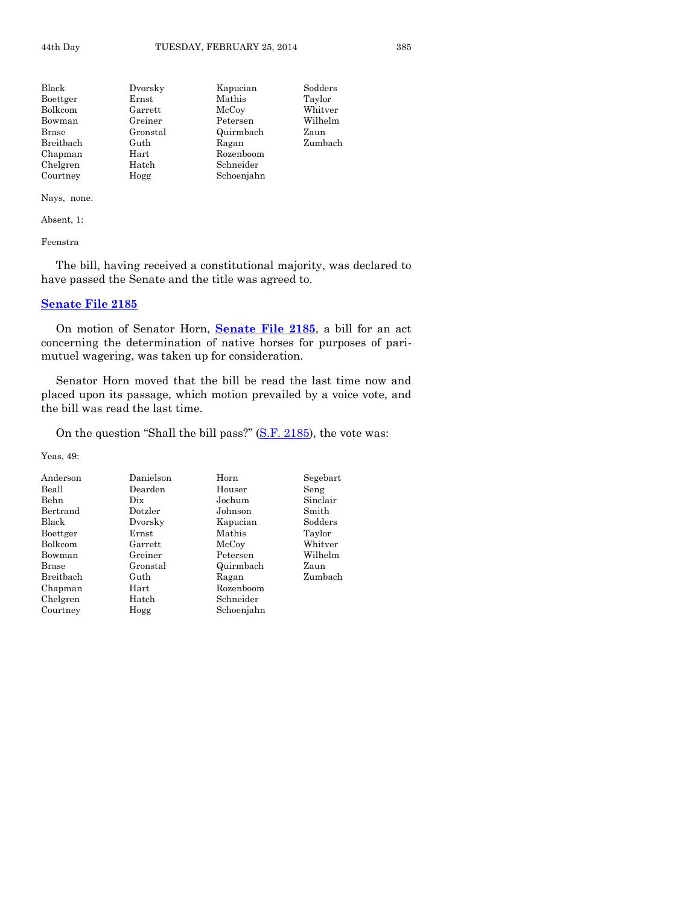| | | | |
|---|---|---|---|
| Black | Dvorsky | Kapucian | Sodders |
| Boettger | Ernst | Mathis | Taylor |
| Bolkcom | Garrett | McCoy | Whitver |
| Bowman | Greiner | Petersen | Wilhelm |
| Brase | Gronstal | Quirmbach | Zaun |
| Breitbach | Guth | Ragan | Zumbach |
| Chapman | Hart | Rozenboom | |
| Chelgren | Hatch | Schneider | |
| Courtney | Hogg | Schoenjahn | |

Nays, none.

Absent, 1:

Feenstra

The bill, having received a constitutional majority, was declared to have passed the Senate and the title was agreed to.

## Senate File 2185

On motion of Senator Horn, **Senate File 2185**, a bill for an act concerning the determination of native horses for purposes of pari-mutuel wagering, was taken up for consideration.

Senator Horn moved that the bill be read the last time now and placed upon its passage, which motion prevailed by a voice vote, and the bill was read the last time.

On the question "Shall the bill pass?" (S.F. 2185), the vote was:

Yeas, 49:

| | | | |
|---|---|---|---|
| Anderson | Danielson | Horn | Segebart |
| Beall | Dearden | Houser | Seng |
| Behn | Dix | Jochum | Sinclair |
| Bertrand | Dotzler | Johnson | Smith |
| Black | Dvorsky | Kapucian | Sodders |
| Boettger | Ernst | Mathis | Taylor |
| Bolkcom | Garrett | McCoy | Whitver |
| Bowman | Greiner | Petersen | Wilhelm |
| Brase | Gronstal | Quirmbach | Zaun |
| Breitbach | Guth | Ragan | Zumbach |
| Chapman | Hart | Rozenboom | |
| Chelgren | Hatch | Schneider | |
| Courtney | Hogg | Schoenjahn | |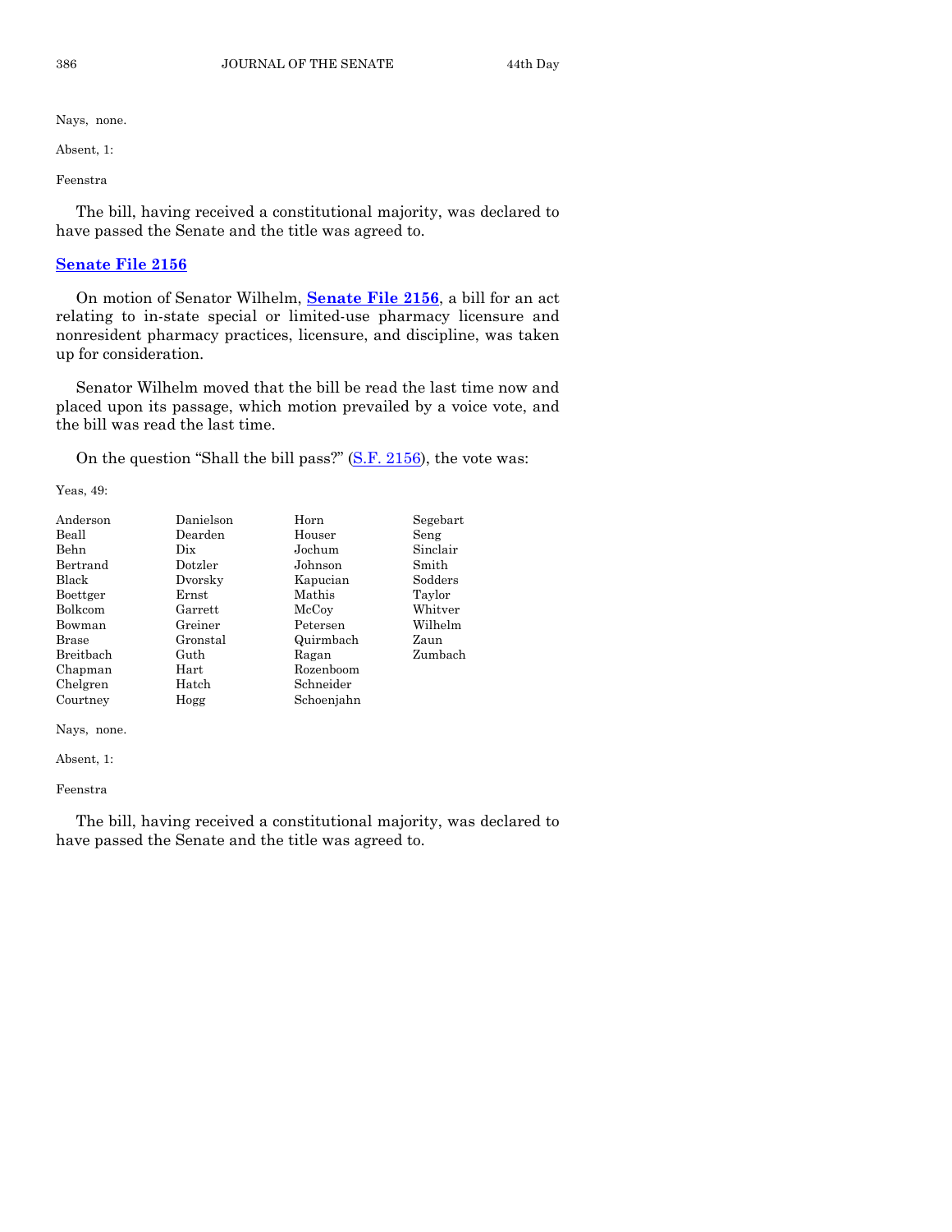Nays, none.

Absent, 1:

Feenstra

The bill, having received a constitutional majority, was declared to have passed the Senate and the title was agreed to.

## **Senate File 2156**

On motion of Senator Wilhelm, **Senate File 2156**, a bill for an act relating to in-state special or limited-use pharmacy licensure and nonresident pharmacy practices, licensure, and discipline, was taken up for consideration.

Senator Wilhelm moved that the bill be read the last time now and placed upon its passage, which motion prevailed by a voice vote, and the bill was read the last time.

On the question "Shall the bill pass?" (S.F. 2156), the vote was:

Yeas, 49:

| | | | |
|---|---|---|---|
| Anderson | Danielson | Horn | Segebart |
| Beall | Dearden | Houser | Seng |
| Behn | Dix | Jochum | Sinclair |
| Bertrand | Dotzler | Johnson | Smith |
| Black | Dvorsky | Kapucian | Sodders |
| Boettger | Ernst | Mathis | Taylor |
| Bolkcom | Garrett | McCoy | Whitver |
| Bowman | Greiner | Petersen | Wilhelm |
| Brase | Gronstal | Quirmbach | Zaun |
| Breitbach | Guth | Ragan | Zumbach |
| Chapman | Hart | Rozenboom | |
| Chelgren | Hatch | Schneider | |
| Courtney | Hogg | Schoenjahn | |

Nays, none.

Absent, 1:

Feenstra

The bill, having received a constitutional majority, was declared to have passed the Senate and the title was agreed to.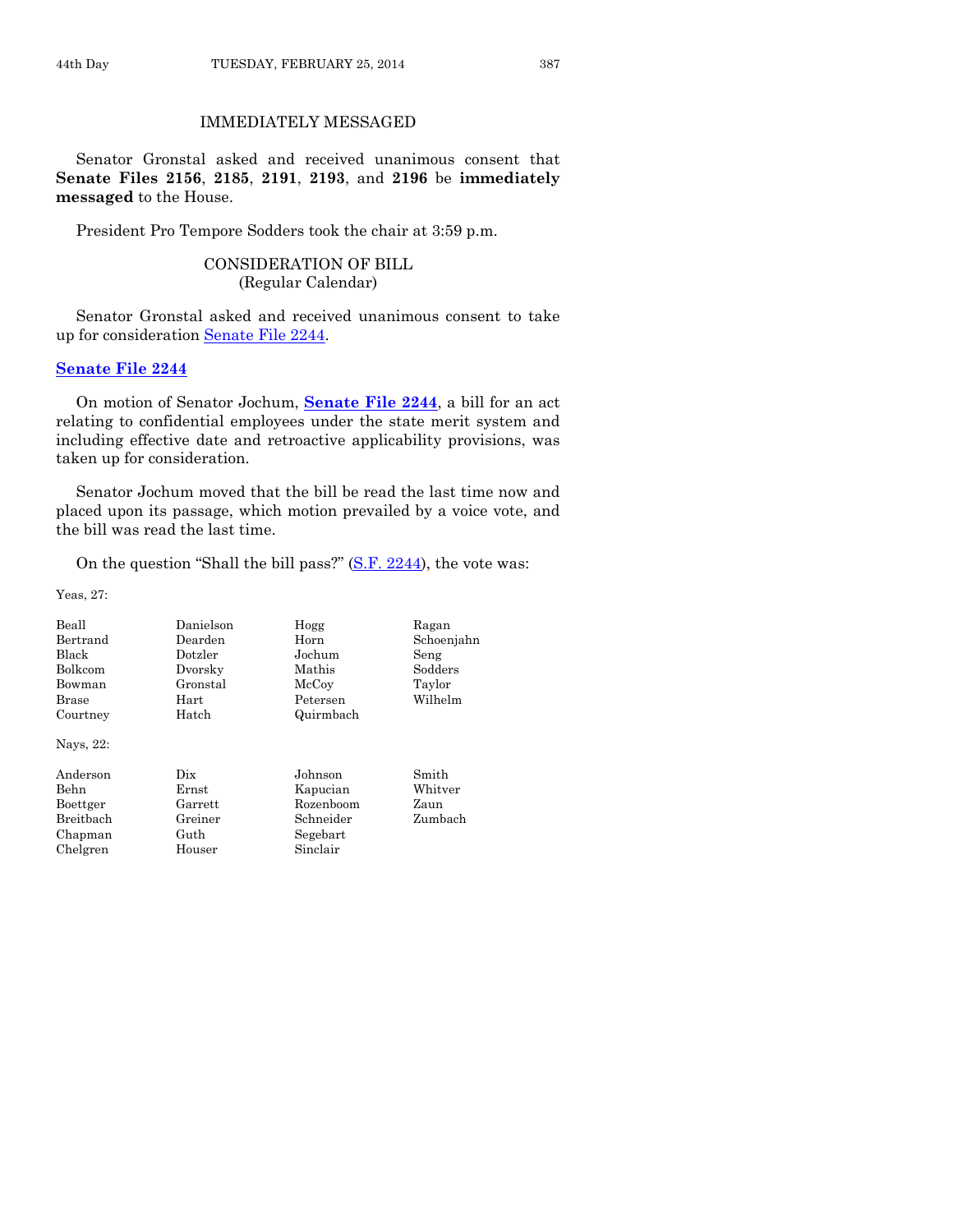IMMEDIATELY MESSAGED

Senator Gronstal asked and received unanimous consent that **Senate Files 2156**, **2185**, **2191**, **2193**, and **2196** be **immediately messaged** to the House.

President Pro Tempore Sodders took the chair at 3:59 p.m.

CONSIDERATION OF BILL
(Regular Calendar)

Senator Gronstal asked and received unanimous consent to take up for consideration Senate File 2244.

**Senate File 2244**

On motion of Senator Jochum, **Senate File 2244**, a bill for an act relating to confidential employees under the state merit system and including effective date and retroactive applicability provisions, was taken up for consideration.

Senator Jochum moved that the bill be read the last time now and placed upon its passage, which motion prevailed by a voice vote, and the bill was read the last time.

On the question "Shall the bill pass?" (S.F. 2244), the vote was:

Yeas, 27:

| | | | |
|---|---|---|---|
| Beall | Danielson | Hogg | Ragan |
| Bertrand | Dearden | Horn | Schoenjahn |
| Black | Dotzler | Jochum | Seng |
| Bolkcom | Dvorsky | Mathis | Sodders |
| Bowman | Gronstal | McCoy | Taylor |
| Brase | Hart | Petersen | Wilhelm |
| Courtney | Hatch | Quirmbach | |

Nays, 22:

| | | | |
|---|---|---|---|
| Anderson | Dix | Johnson | Smith |
| Behn | Ernst | Kapucian | Whitver |
| Boettger | Garrett | Rozenboom | Zaun |
| Breitbach | Greiner | Schneider | Zumbach |
| Chapman | Guth | Segebart | |
| Chelgren | Houser | Sinclair | |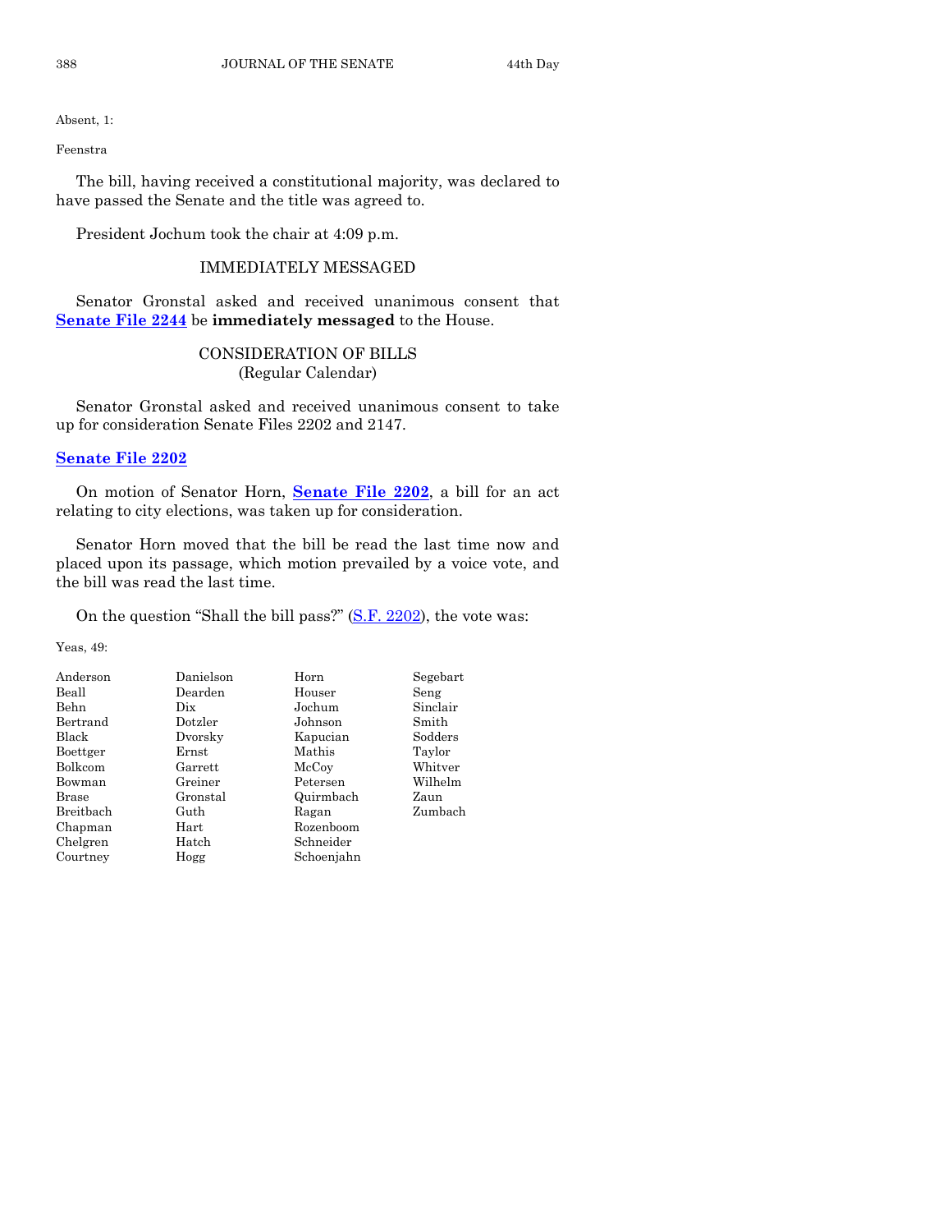Absent, 1:

Feenstra

The bill, having received a constitutional majority, was declared to have passed the Senate and the title was agreed to.

President Jochum took the chair at 4:09 p.m.

## IMMEDIATELY MESSAGED

Senator Gronstal asked and received unanimous consent that **Senate File 2244** be **immediately messaged** to the House.

## CONSIDERATION OF BILLS
(Regular Calendar)

Senator Gronstal asked and received unanimous consent to take up for consideration Senate Files 2202 and 2147.

**Senate File 2202**

On motion of Senator Horn, **Senate File 2202**, a bill for an act relating to city elections, was taken up for consideration.

Senator Horn moved that the bill be read the last time now and placed upon its passage, which motion prevailed by a voice vote, and the bill was read the last time.

On the question "Shall the bill pass?" (S.F. 2202), the vote was:

Yeas, 49:

| | | | |
|---|---|---|---|
| Anderson | Danielson | Horn | Segebart |
| Beall | Dearden | Houser | Seng |
| Behn | Dix | Jochum | Sinclair |
| Bertrand | Dotzler | Johnson | Smith |
| Black | Dvorsky | Kapucian | Sodders |
| Boettger | Ernst | Mathis | Taylor |
| Bolkcom | Garrett | McCoy | Whitver |
| Bowman | Greiner | Petersen | Wilhelm |
| Brase | Gronstal | Quirmbach | Zaun |
| Breitbach | Guth | Ragan | Zumbach |
| Chapman | Hart | Rozenboom | |
| Chelgren | Hatch | Schneider | |
| Courtney | Hogg | Schoenjahn | |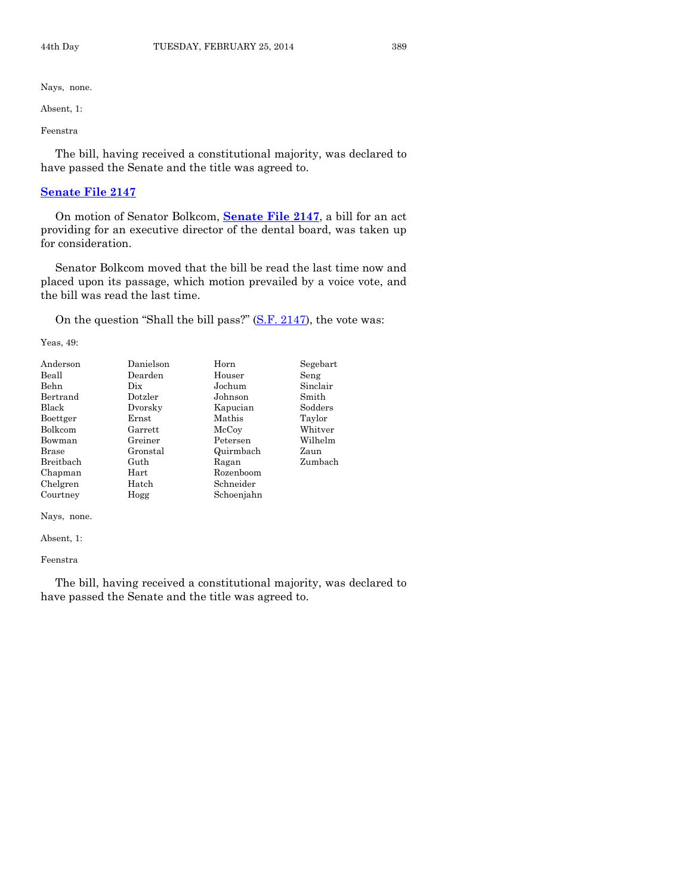Nays, none.

Absent, 1:

Feenstra

The bill, having received a constitutional majority, was declared to have passed the Senate and the title was agreed to.

## **Senate File 2147**

On motion of Senator Bolkcom, **Senate File 2147**, a bill for an act providing for an executive director of the dental board, was taken up for consideration.

Senator Bolkcom moved that the bill be read the last time now and placed upon its passage, which motion prevailed by a voice vote, and the bill was read the last time.

On the question "Shall the bill pass?" (S.F. 2147), the vote was:

Yeas, 49:

| | | | |
|---|---|---|---|
| Anderson | Danielson | Horn | Segebart |
| Beall | Dearden | Houser | Seng |
| Behn | Dix | Jochum | Sinclair |
| Bertrand | Dotzler | Johnson | Smith |
| Black | Dvorsky | Kapucian | Sodders |
| Boettger | Ernst | Mathis | Taylor |
| Bolkcom | Garrett | McCoy | Whitver |
| Bowman | Greiner | Petersen | Wilhelm |
| Brase | Gronstal | Quirmbach | Zaun |
| Breitbach | Guth | Ragan | Zumbach |
| Chapman | Hart | Rozenboom | |
| Chelgren | Hatch | Schneider | |
| Courtney | Hogg | Schoenjahn | |

Nays, none.

Absent, 1:

Feenstra

The bill, having received a constitutional majority, was declared to have passed the Senate and the title was agreed to.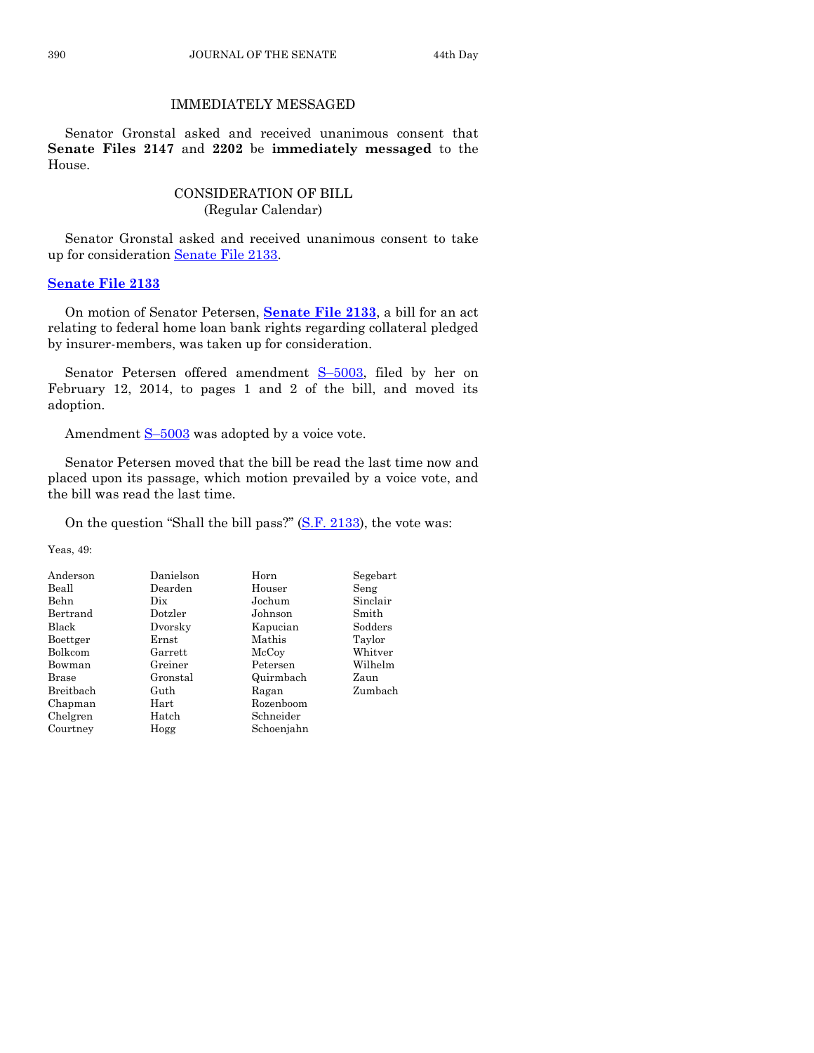## IMMEDIATELY MESSAGED

Senator Gronstal asked and received unanimous consent that **Senate Files 2147** and **2202** be **immediately messaged** to the House.

## CONSIDERATION OF BILL
(Regular Calendar)

Senator Gronstal asked and received unanimous consent to take up for consideration Senate File 2133.

### Senate File 2133

On motion of Senator Petersen, **Senate File 2133**, a bill for an act relating to federal home loan bank rights regarding collateral pledged by insurer-members, was taken up for consideration.

Senator Petersen offered amendment S–5003, filed by her on February 12, 2014, to pages 1 and 2 of the bill, and moved its adoption.

Amendment S–5003 was adopted by a voice vote.

Senator Petersen moved that the bill be read the last time now and placed upon its passage, which motion prevailed by a voice vote, and the bill was read the last time.

On the question "Shall the bill pass?" (S.F. 2133), the vote was:

Yeas, 49:

| | | | |
|---|---|---|---|
| Anderson | Danielson | Horn | Segebart |
| Beall | Dearden | Houser | Seng |
| Behn | Dix | Jochum | Sinclair |
| Bertrand | Dotzler | Johnson | Smith |
| Black | Dvorsky | Kapucian | Sodders |
| Boettger | Ernst | Mathis | Taylor |
| Bolkcom | Garrett | McCoy | Whitver |
| Bowman | Greiner | Petersen | Wilhelm |
| Brase | Gronstal | Quirmbach | Zaun |
| Breitbach | Guth | Ragan | Zumbach |
| Chapman | Hart | Rozenboom | |
| Chelgren | Hatch | Schneider | |
| Courtney | Hogg | Schoenjahn | |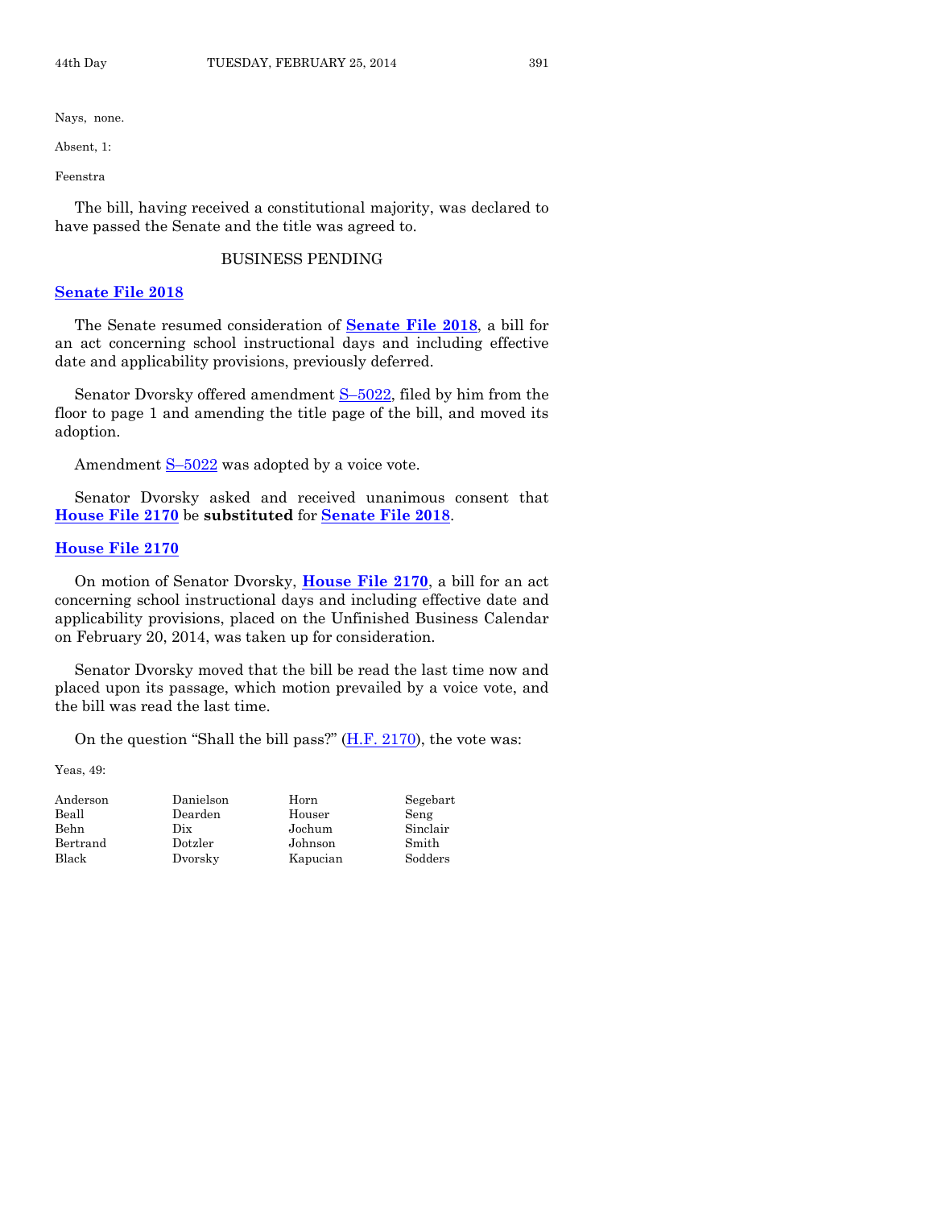Nays, none.

Absent, 1:

Feenstra

The bill, having received a constitutional majority, was declared to have passed the Senate and the title was agreed to.

## BUSINESS PENDING

### **Senate File 2018**

The Senate resumed consideration of **Senate File 2018**, a bill for an act concerning school instructional days and including effective date and applicability provisions, previously deferred.

Senator Dvorsky offered amendment S–5022, filed by him from the floor to page 1 and amending the title page of the bill, and moved its adoption.

Amendment S–5022 was adopted by a voice vote.

Senator Dvorsky asked and received unanimous consent that **House File 2170** be **substituted** for **Senate File 2018**.

### **House File 2170**

On motion of Senator Dvorsky, **House File 2170**, a bill for an act concerning school instructional days and including effective date and applicability provisions, placed on the Unfinished Business Calendar on February 20, 2014, was taken up for consideration.

Senator Dvorsky moved that the bill be read the last time now and placed upon its passage, which motion prevailed by a voice vote, and the bill was read the last time.

On the question "Shall the bill pass?" (H.F. 2170), the vote was:

Yeas, 49:

| | | | |
|---|---|---|---|
| Anderson | Danielson | Horn | Segebart |
| Beall | Dearden | Houser | Seng |
| Behn | Dix | Jochum | Sinclair |
| Bertrand | Dotzler | Johnson | Smith |
| Black | Dvorsky | Kapucian | Sodders |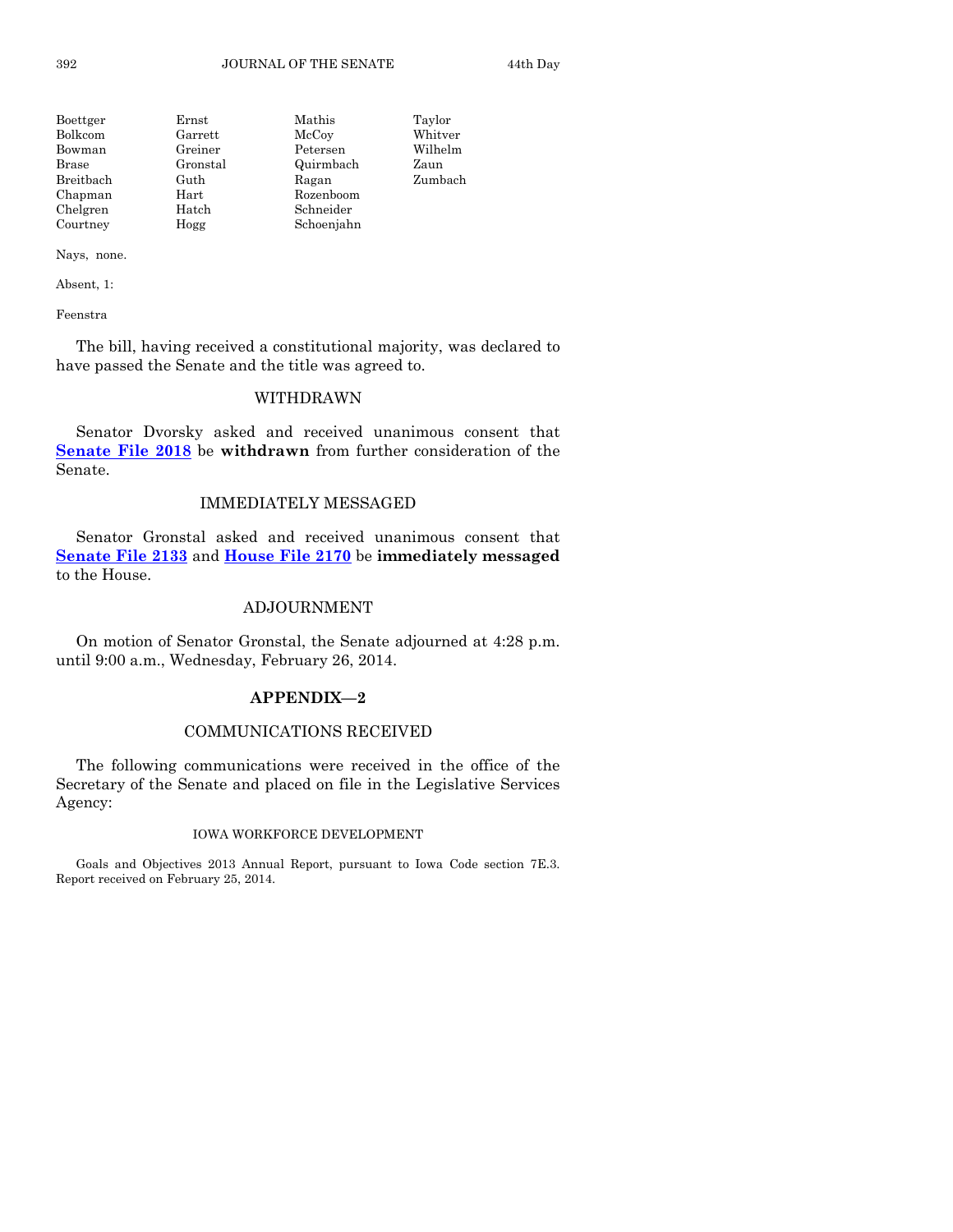| | | | |
|---|---|---|---|
| Boettger | Ernst | Mathis | Taylor |
| Bolkcom | Garrett | McCoy | Whitver |
| Bowman | Greiner | Petersen | Wilhelm |
| Brase | Gronstal | Quirmbach | Zaun |
| Breitbach | Guth | Ragan | Zumbach |
| Chapman | Hart | Rozenboom | |
| Chelgren | Hatch | Schneider | |
| Courtney | Hogg | Schoenjahn | |

Nays, none.

Absent, 1:

Feenstra

The bill, having received a constitutional majority, was declared to have passed the Senate and the title was agreed to.

## WITHDRAWN

Senator Dvorsky asked and received unanimous consent that **Senate File 2018** be **withdrawn** from further consideration of the Senate.

## IMMEDIATELY MESSAGED

Senator Gronstal asked and received unanimous consent that **Senate File 2133** and **House File 2170** be **immediately messaged** to the House.

## ADJOURNMENT

On motion of Senator Gronstal, the Senate adjourned at 4:28 p.m. until 9:00 a.m., Wednesday, February 26, 2014.

## APPENDIX—2

## COMMUNICATIONS RECEIVED

The following communications were received in the office of the Secretary of the Senate and placed on file in the Legislative Services Agency:

### IOWA WORKFORCE DEVELOPMENT

Goals and Objectives 2013 Annual Report, pursuant to Iowa Code section 7E.3. Report received on February 25, 2014.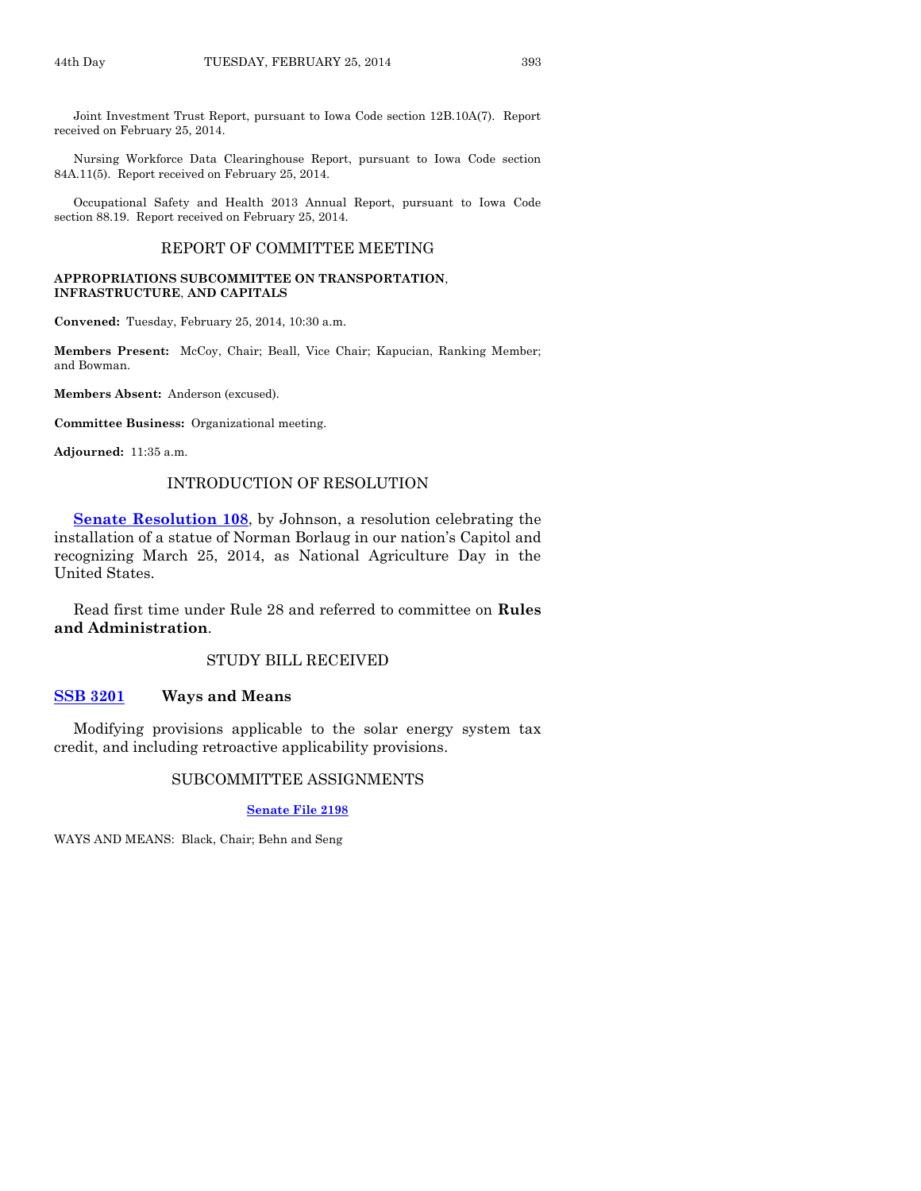Joint Investment Trust Report, pursuant to Iowa Code section 12B.10A(7). Report received on February 25, 2014.

Nursing Workforce Data Clearinghouse Report, pursuant to Iowa Code section 84A.11(5). Report received on February 25, 2014.

Occupational Safety and Health 2013 Annual Report, pursuant to Iowa Code section 88.19. Report received on February 25, 2014.

## REPORT OF COMMITTEE MEETING

**APPROPRIATIONS SUBCOMMITTEE ON TRANSPORTATION, INFRASTRUCTURE, AND CAPITALS**

**Convened:** Tuesday, February 25, 2014, 10:30 a.m.

**Members Present:** McCoy, Chair; Beall, Vice Chair; Kapucian, Ranking Member; and Bowman.

**Members Absent:** Anderson (excused).

**Committee Business:** Organizational meeting.

**Adjourned:** 11:35 a.m.

## INTRODUCTION OF RESOLUTION

**Senate Resolution 108**, by Johnson, a resolution celebrating the installation of a statue of Norman Borlaug in our nation's Capitol and recognizing March 25, 2014, as National Agriculture Day in the United States.

Read first time under Rule 28 and referred to committee on **Rules and Administration**.

## STUDY BILL RECEIVED

**SSB 3201** **Ways and Means**

Modifying provisions applicable to the solar energy system tax credit, and including retroactive applicability provisions.

## SUBCOMMITTEE ASSIGNMENTS

**Senate File 2198**

WAYS AND MEANS: Black, Chair; Behn and Seng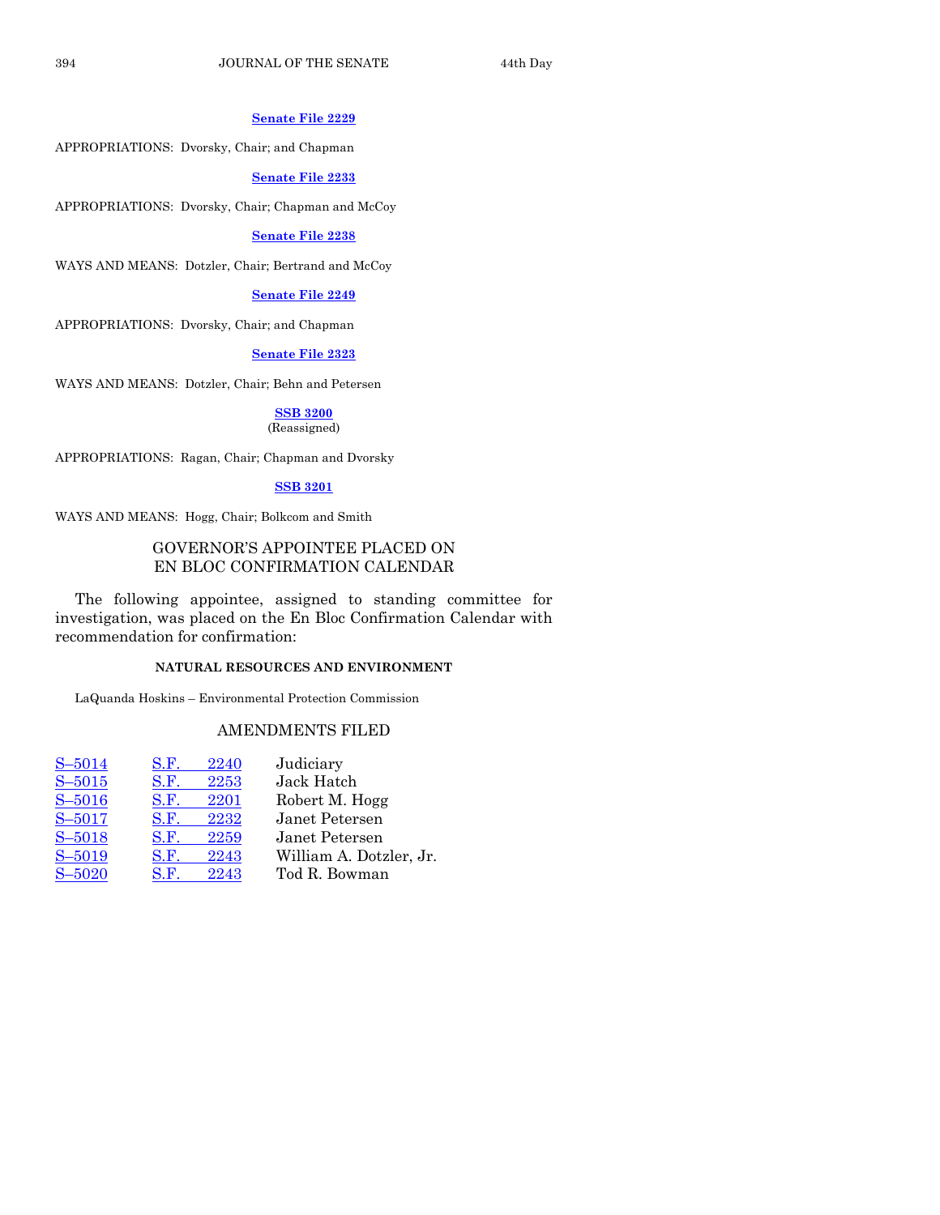**Senate File 2229**

APPROPRIATIONS: Dvorsky, Chair; and Chapman

**Senate File 2233**

APPROPRIATIONS: Dvorsky, Chair; Chapman and McCoy

**Senate File 2238**

WAYS AND MEANS: Dotzler, Chair; Bertrand and McCoy

**Senate File 2249**

APPROPRIATIONS: Dvorsky, Chair; and Chapman

**Senate File 2323**

WAYS AND MEANS: Dotzler, Chair; Behn and Petersen

**SSB 3200**
(Reassigned)

APPROPRIATIONS: Ragan, Chair; Chapman and Dvorsky

**SSB 3201**

WAYS AND MEANS: Hogg, Chair; Bolkcom and Smith

## GOVERNOR'S APPOINTEE PLACED ON EN BLOC CONFIRMATION CALENDAR

The following appointee, assigned to standing committee for investigation, was placed on the En Bloc Confirmation Calendar with recommendation for confirmation:

**NATURAL RESOURCES AND ENVIRONMENT**

LaQuanda Hoskins – Environmental Protection Commission

## AMENDMENTS FILED

| | | |
|---|---|---|
| S–5014 | S.F. 2240 | Judiciary |
| S–5015 | S.F. 2253 | Jack Hatch |
| S–5016 | S.F. 2201 | Robert M. Hogg |
| S–5017 | S.F. 2232 | Janet Petersen |
| S–5018 | S.F. 2259 | Janet Petersen |
| S–5019 | S.F. 2243 | William A. Dotzler, Jr. |
| S–5020 | S.F. 2243 | Tod R. Bowman |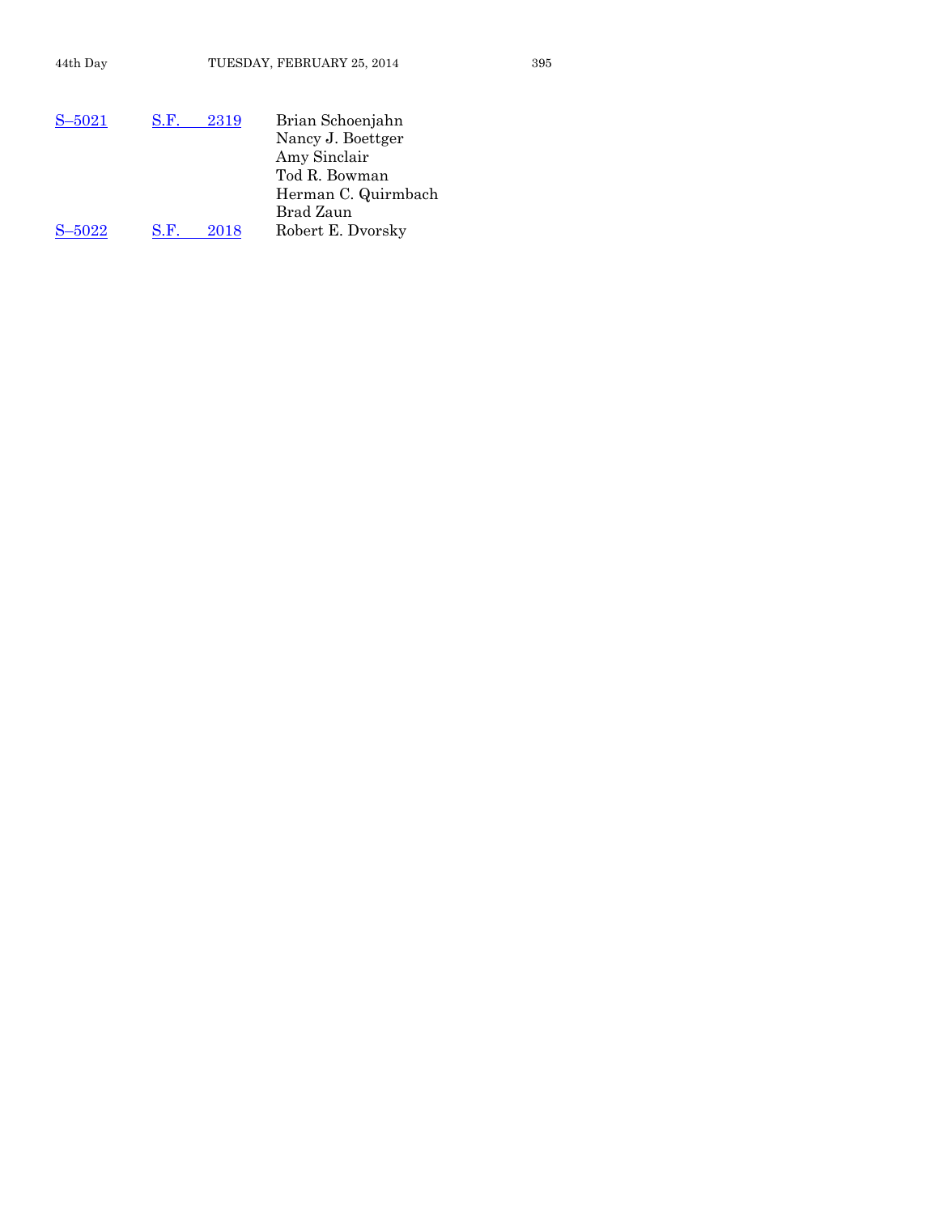| | | |
|---|---|---|
| S–5021 | S.F. 2319 | Brian Schoenjahn |
| | | Nancy J. Boettger |
| | | Amy Sinclair |
| | | Tod R. Bowman |
| | | Herman C. Quirmbach |
| | | Brad Zaun |
| S–5022 | S.F. 2018 | Robert E. Dvorsky |